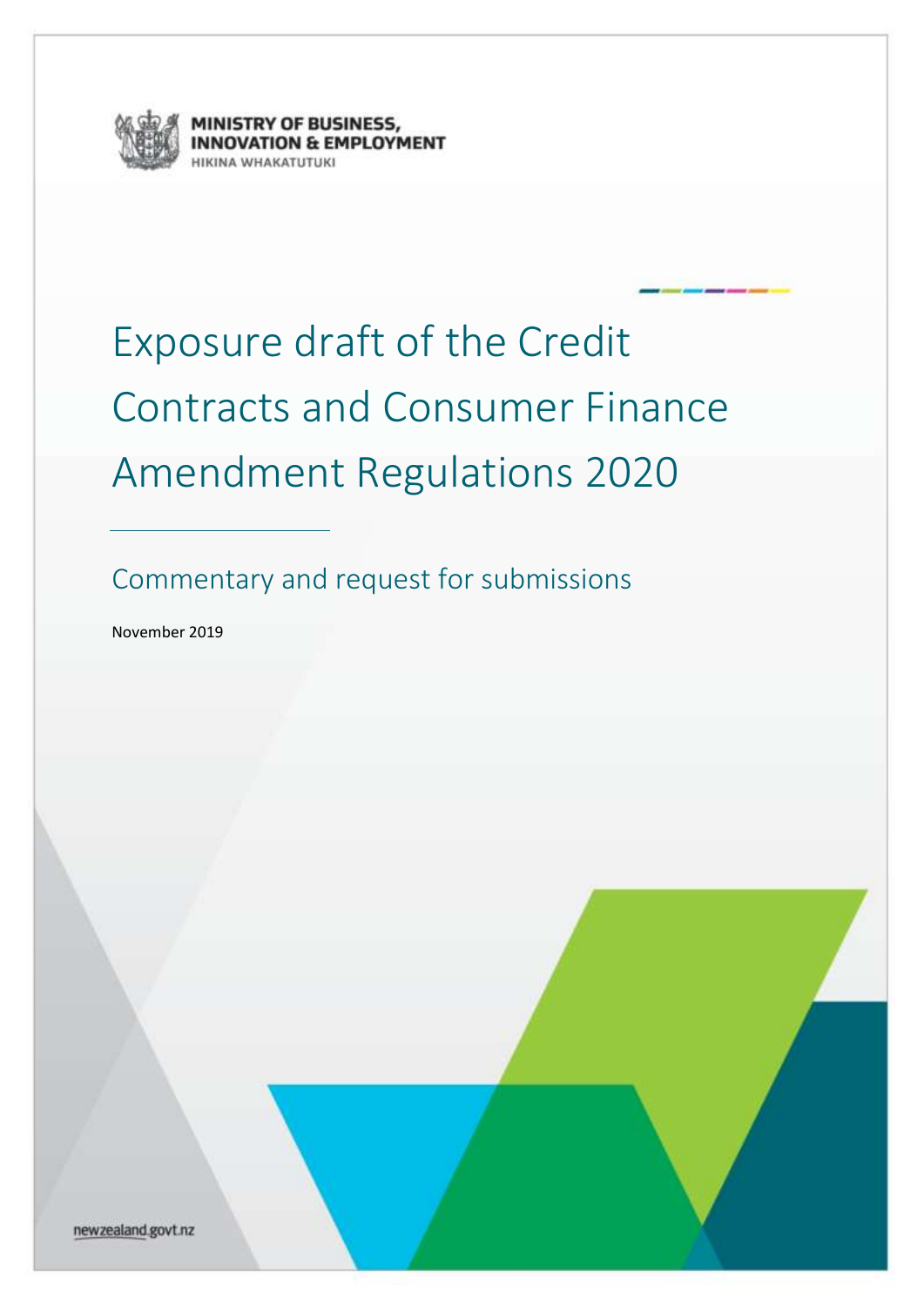MINISTRY OF BUSINESS, INNOVATION & EMPLOYMENT

HIKINA WHAKATUTUKI

# Exposure draft of the Credit Contracts and Consumer Finance Amendment Regulations 2020

## Commentary and request for submissions

November 2019

newzealand.govt.nz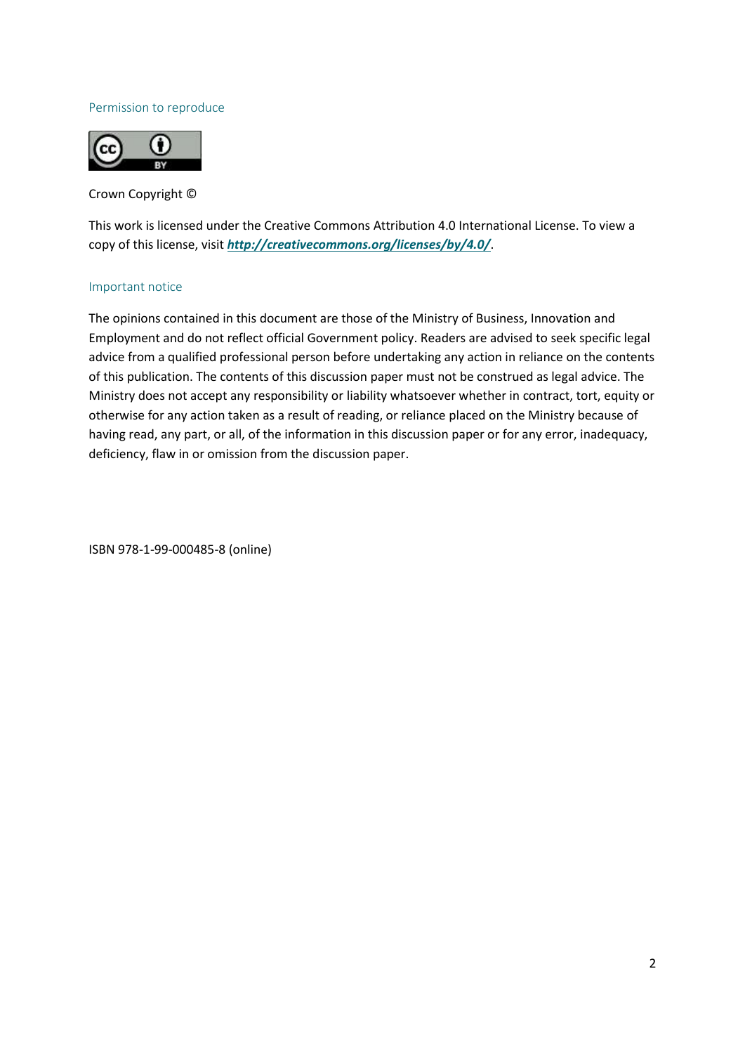## Permission to reproduce

Crown Copyright ©

This work is licensed under the Creative Commons Attribution 4.0 International License. To view a copy of this license, visit ***http://creativecommons.org/licenses/by/4.0/***.

## Important notice

The opinions contained in this document are those of the Ministry of Business, Innovation and Employment and do not reflect official Government policy. Readers are advised to seek specific legal advice from a qualified professional person before undertaking any action in reliance on the contents of this publication. The contents of this discussion paper must not be construed as legal advice. The Ministry does not accept any responsibility or liability whatsoever whether in contract, tort, equity or otherwise for any action taken as a result of reading, or reliance placed on the Ministry because of having read, any part, or all, of the information in this discussion paper or for any error, inadequacy, deficiency, flaw in or omission from the discussion paper.

ISBN 978-1-99-000485-8 (online)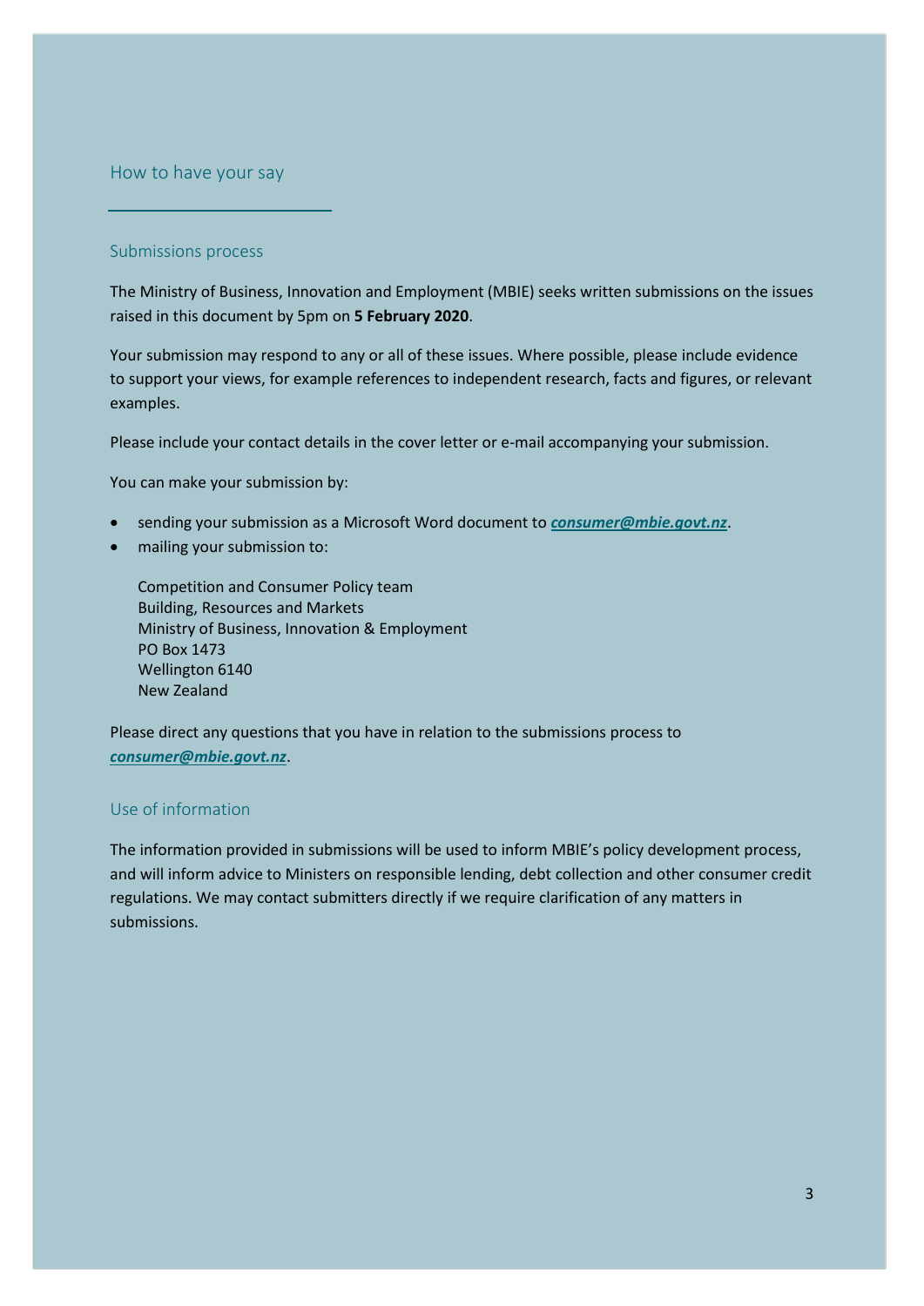## How to have your say

### Submissions process

The Ministry of Business, Innovation and Employment (MBIE) seeks written submissions on the issues raised in this document by 5pm on **5 February 2020**.

Your submission may respond to any or all of these issues. Where possible, please include evidence to support your views, for example references to independent research, facts and figures, or relevant examples.

Please include your contact details in the cover letter or e-mail accompanying your submission.

You can make your submission by:

- sending your submission as a Microsoft Word document to ***consumer@mbie.govt.nz***.
- mailing your submission to:

  Competition and Consumer Policy team
  Building, Resources and Markets
  Ministry of Business, Innovation & Employment
  PO Box 1473
  Wellington 6140
  New Zealand

Please direct any questions that you have in relation to the submissions process to ***consumer@mbie.govt.nz***.

### Use of information

The information provided in submissions will be used to inform MBIE's policy development process, and will inform advice to Ministers on responsible lending, debt collection and other consumer credit regulations. We may contact submitters directly if we require clarification of any matters in submissions.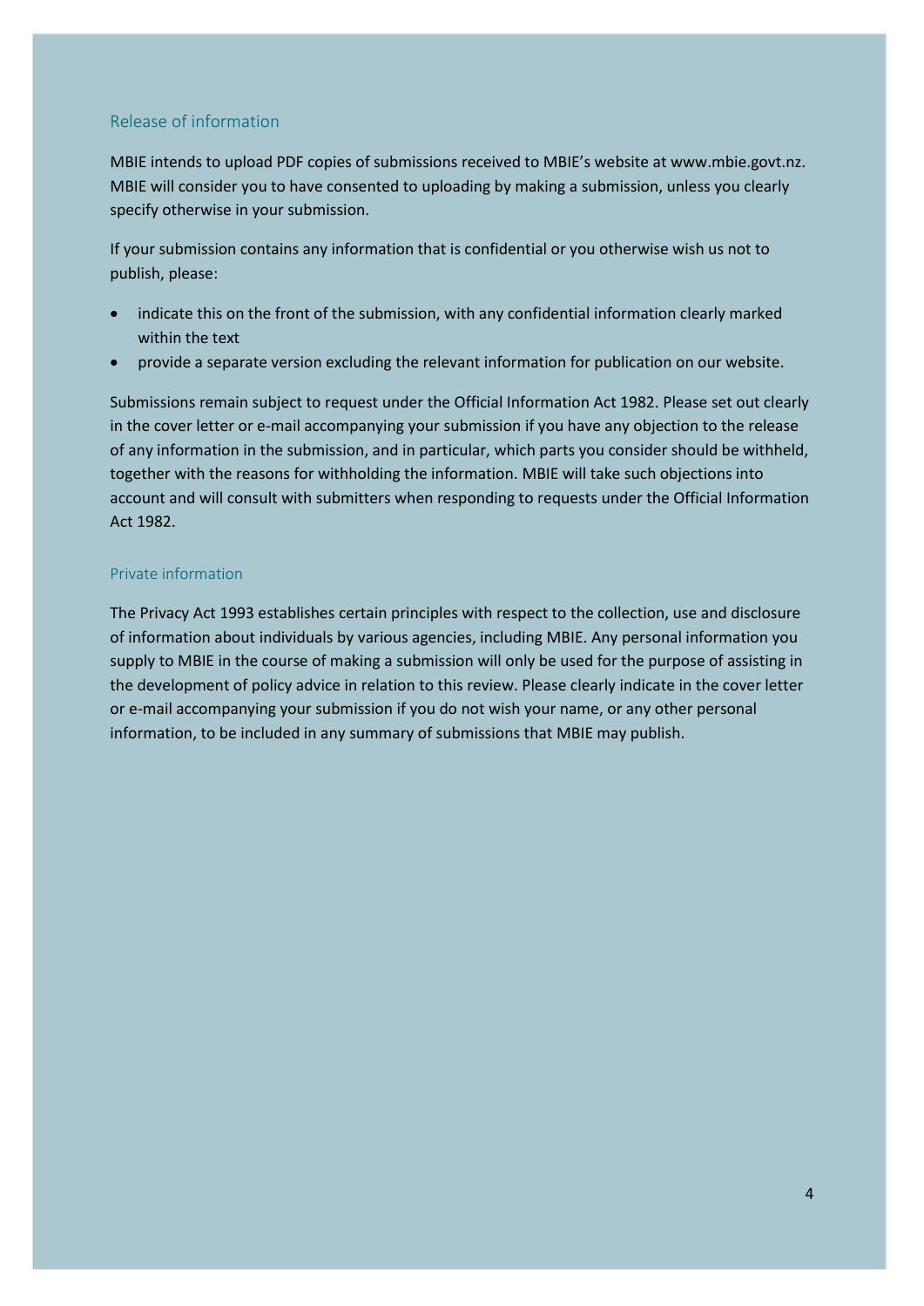## Release of information

MBIE intends to upload PDF copies of submissions received to MBIE's website at www.mbie.govt.nz. MBIE will consider you to have consented to uploading by making a submission, unless you clearly specify otherwise in your submission.

If your submission contains any information that is confidential or you otherwise wish us not to publish, please:

- indicate this on the front of the submission, with any confidential information clearly marked within the text
- provide a separate version excluding the relevant information for publication on our website.

Submissions remain subject to request under the Official Information Act 1982. Please set out clearly in the cover letter or e-mail accompanying your submission if you have any objection to the release of any information in the submission, and in particular, which parts you consider should be withheld, together with the reasons for withholding the information. MBIE will take such objections into account and will consult with submitters when responding to requests under the Official Information Act 1982.

### Private information

The Privacy Act 1993 establishes certain principles with respect to the collection, use and disclosure of information about individuals by various agencies, including MBIE. Any personal information you supply to MBIE in the course of making a submission will only be used for the purpose of assisting in the development of policy advice in relation to this review. Please clearly indicate in the cover letter or e-mail accompanying your submission if you do not wish your name, or any other personal information, to be included in any summary of submissions that MBIE may publish.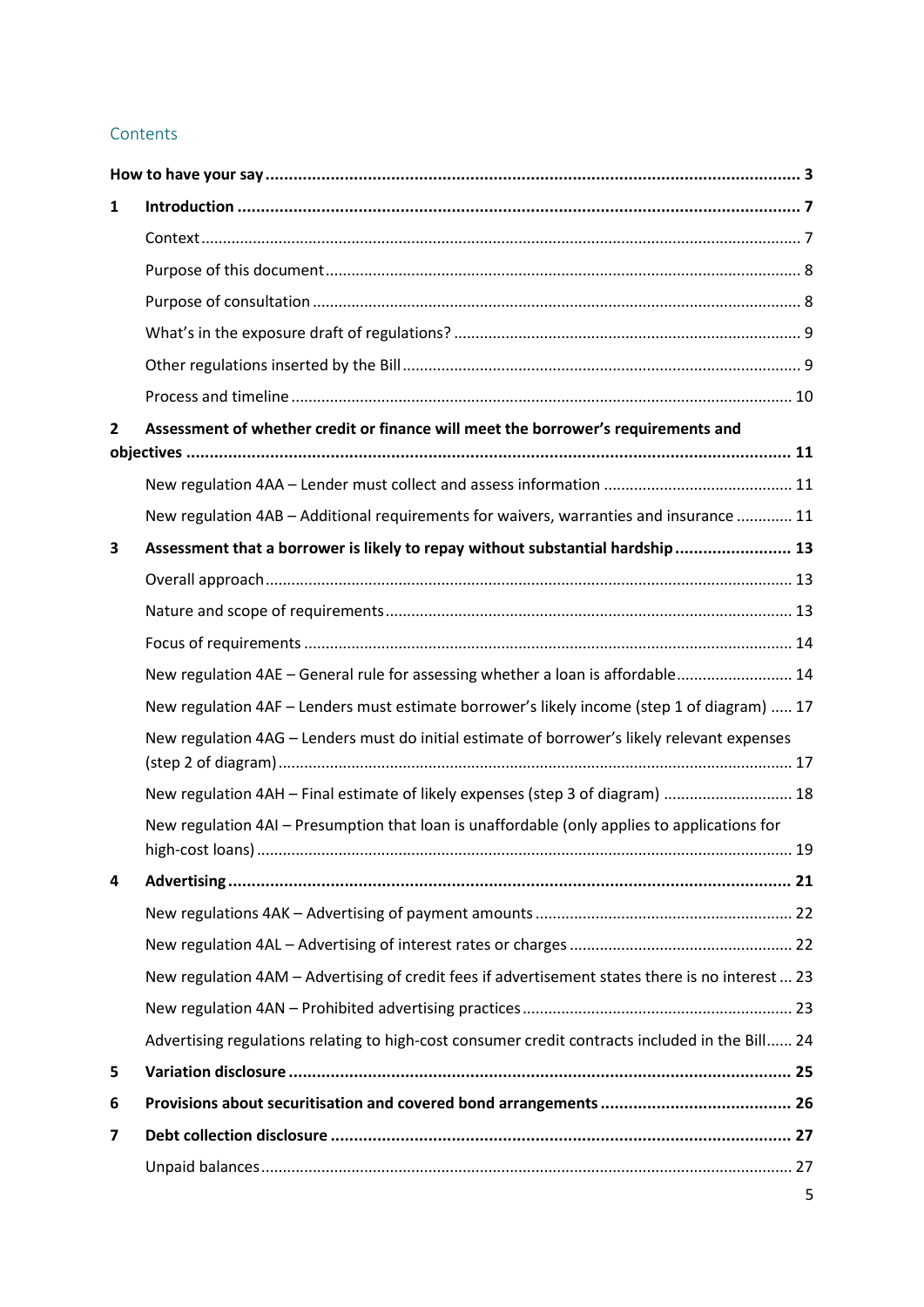## Contents

| | | |
|---|---|---|
| **How to have your say** | | **3** |
| **1** | **Introduction** | **7** |
| | Context | 7 |
| | Purpose of this document | 8 |
| | Purpose of consultation | 8 |
| | What's in the exposure draft of regulations? | 9 |
| | Other regulations inserted by the Bill | 9 |
| | Process and timeline | 10 |
| **2** | **Assessment of whether credit or finance will meet the borrower's requirements and objectives** | **11** |
| | New regulation 4AA – Lender must collect and assess information | 11 |
| | New regulation 4AB – Additional requirements for waivers, warranties and insurance | 11 |
| **3** | **Assessment that a borrower is likely to repay without substantial hardship** | **13** |
| | Overall approach | 13 |
| | Nature and scope of requirements | 13 |
| | Focus of requirements | 14 |
| | New regulation 4AE – General rule for assessing whether a loan is affordable | 14 |
| | New regulation 4AF – Lenders must estimate borrower's likely income (step 1 of diagram) | 17 |
| | New regulation 4AG – Lenders must do initial estimate of borrower's likely relevant expenses (step 2 of diagram) | 17 |
| | New regulation 4AH – Final estimate of likely expenses (step 3 of diagram) | 18 |
| | New regulation 4AI – Presumption that loan is unaffordable (only applies to applications for high-cost loans) | 19 |
| **4** | **Advertising** | **21** |
| | New regulations 4AK – Advertising of payment amounts | 22 |
| | New regulation 4AL – Advertising of interest rates or charges | 22 |
| | New regulation 4AM – Advertising of credit fees if advertisement states there is no interest | 23 |
| | New regulation 4AN – Prohibited advertising practices | 23 |
| | Advertising regulations relating to high-cost consumer credit contracts included in the Bill | 24 |
| **5** | **Variation disclosure** | **25** |
| **6** | **Provisions about securitisation and covered bond arrangements** | **26** |
| **7** | **Debt collection disclosure** | **27** |
| | Unpaid balances | 27 |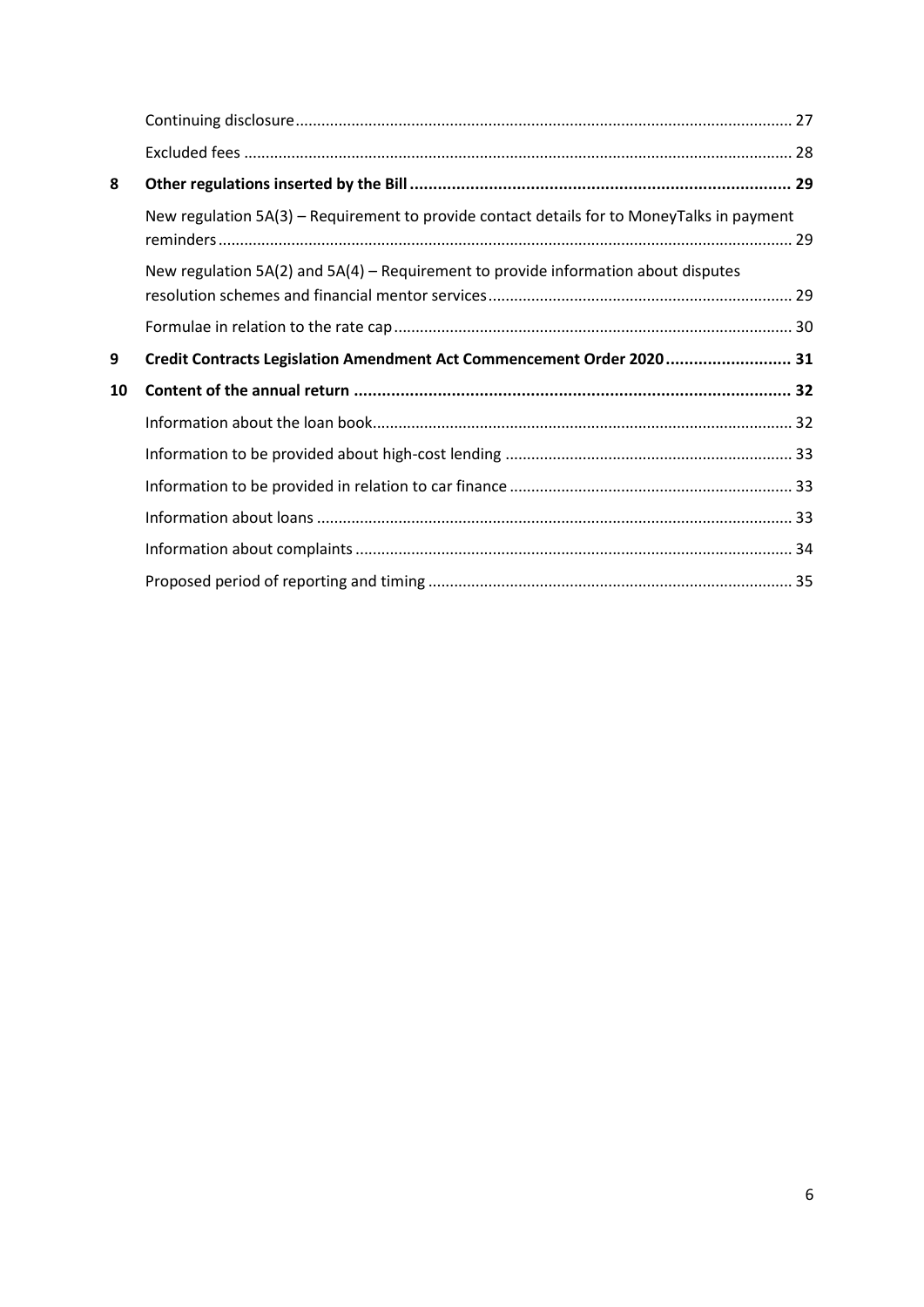Continuing disclosure ........................................................................................................ 27

Excluded fees ........................................................................................................ 28

**8 Other regulations inserted by the Bill ........................................................................................................ 29**

New regulation 5A(3) – Requirement to provide contact details for to MoneyTalks in payment reminders ........................................................................................................ 29

New regulation 5A(2) and 5A(4) – Requirement to provide information about disputes resolution schemes and financial mentor services ........................................................................................................ 29

Formulae in relation to the rate cap ........................................................................................................ 30

**9 Credit Contracts Legislation Amendment Act Commencement Order 2020 ........................................................................................................ 31**

**10 Content of the annual return ........................................................................................................ 32**

Information about the loan book ........................................................................................................ 32

Information to be provided about high-cost lending ........................................................................................................ 33

Information to be provided in relation to car finance ........................................................................................................ 33

Information about loans ........................................................................................................ 33

Information about complaints ........................................................................................................ 34

Proposed period of reporting and timing ........................................................................................................ 35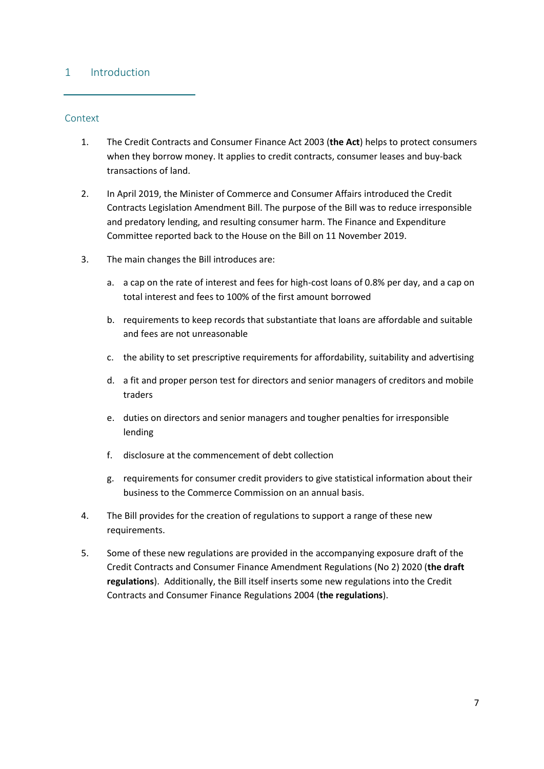# 1 Introduction

## Context

1. The Credit Contracts and Consumer Finance Act 2003 (**the Act**) helps to protect consumers when they borrow money. It applies to credit contracts, consumer leases and buy-back transactions of land.

2. In April 2019, the Minister of Commerce and Consumer Affairs introduced the Credit Contracts Legislation Amendment Bill. The purpose of the Bill was to reduce irresponsible and predatory lending, and resulting consumer harm. The Finance and Expenditure Committee reported back to the House on the Bill on 11 November 2019.

3. The main changes the Bill introduces are:

   a. a cap on the rate of interest and fees for high-cost loans of 0.8% per day, and a cap on total interest and fees to 100% of the first amount borrowed

   b. requirements to keep records that substantiate that loans are affordable and suitable and fees are not unreasonable

   c. the ability to set prescriptive requirements for affordability, suitability and advertising

   d. a fit and proper person test for directors and senior managers of creditors and mobile traders

   e. duties on directors and senior managers and tougher penalties for irresponsible lending

   f. disclosure at the commencement of debt collection

   g. requirements for consumer credit providers to give statistical information about their business to the Commerce Commission on an annual basis.

4. The Bill provides for the creation of regulations to support a range of these new requirements.

5. Some of these new regulations are provided in the accompanying exposure draft of the Credit Contracts and Consumer Finance Amendment Regulations (No 2) 2020 (**the draft regulations**). Additionally, the Bill itself inserts some new regulations into the Credit Contracts and Consumer Finance Regulations 2004 (**the regulations**).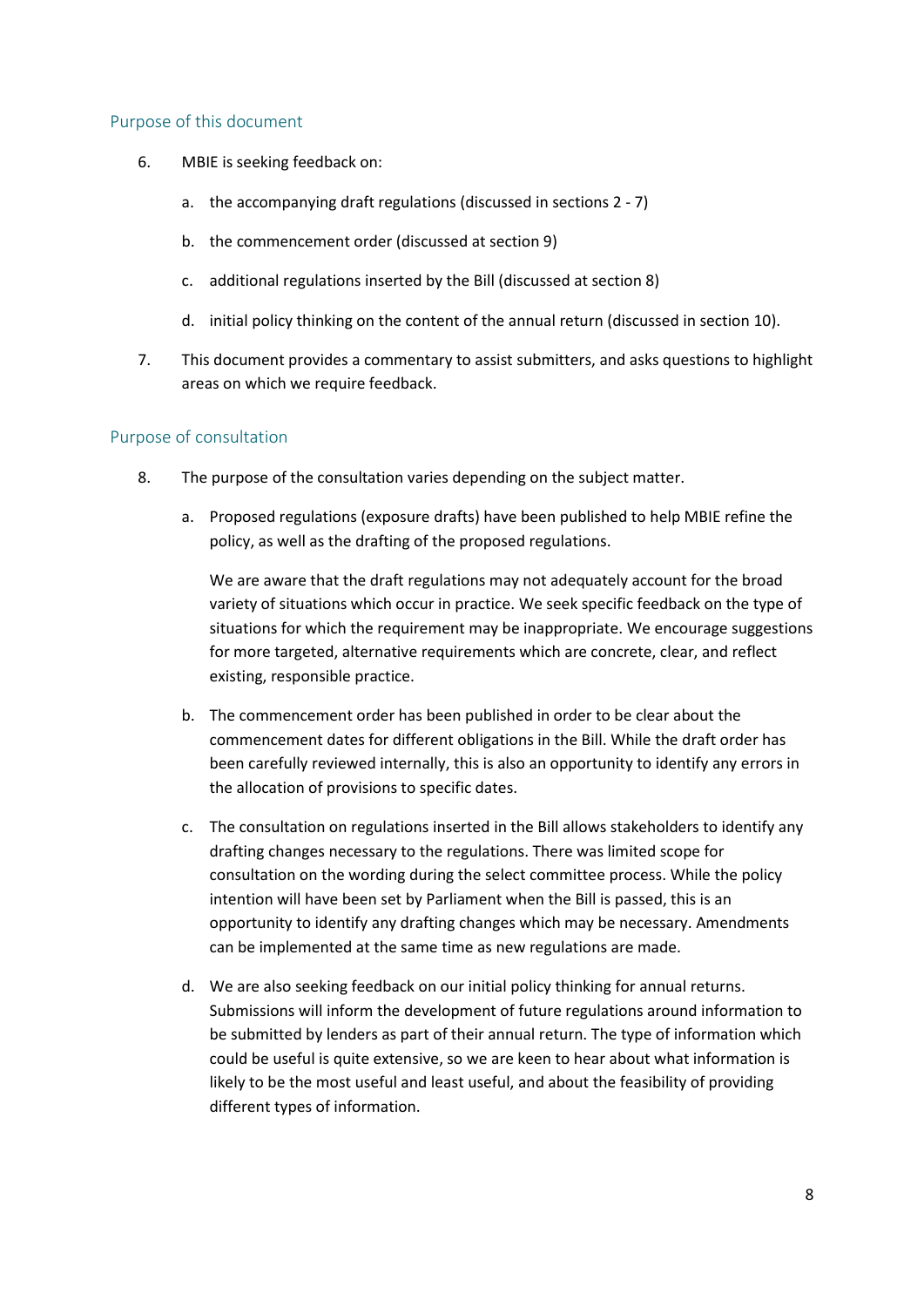## Purpose of this document

6. MBIE is seeking feedback on:

    a. the accompanying draft regulations (discussed in sections 2 - 7)

    b. the commencement order (discussed at section 9)

    c. additional regulations inserted by the Bill (discussed at section 8)

    d. initial policy thinking on the content of the annual return (discussed in section 10).

7. This document provides a commentary to assist submitters, and asks questions to highlight areas on which we require feedback.

## Purpose of consultation

8. The purpose of the consultation varies depending on the subject matter.

    a. Proposed regulations (exposure drafts) have been published to help MBIE refine the policy, as well as the drafting of the proposed regulations.

       We are aware that the draft regulations may not adequately account for the broad variety of situations which occur in practice. We seek specific feedback on the type of situations for which the requirement may be inappropriate. We encourage suggestions for more targeted, alternative requirements which are concrete, clear, and reflect existing, responsible practice.

    b. The commencement order has been published in order to be clear about the commencement dates for different obligations in the Bill. While the draft order has been carefully reviewed internally, this is also an opportunity to identify any errors in the allocation of provisions to specific dates.

    c. The consultation on regulations inserted in the Bill allows stakeholders to identify any drafting changes necessary to the regulations. There was limited scope for consultation on the wording during the select committee process. While the policy intention will have been set by Parliament when the Bill is passed, this is an opportunity to identify any drafting changes which may be necessary. Amendments can be implemented at the same time as new regulations are made.

    d. We are also seeking feedback on our initial policy thinking for annual returns. Submissions will inform the development of future regulations around information to be submitted by lenders as part of their annual return. The type of information which could be useful is quite extensive, so we are keen to hear about what information is likely to be the most useful and least useful, and about the feasibility of providing different types of information.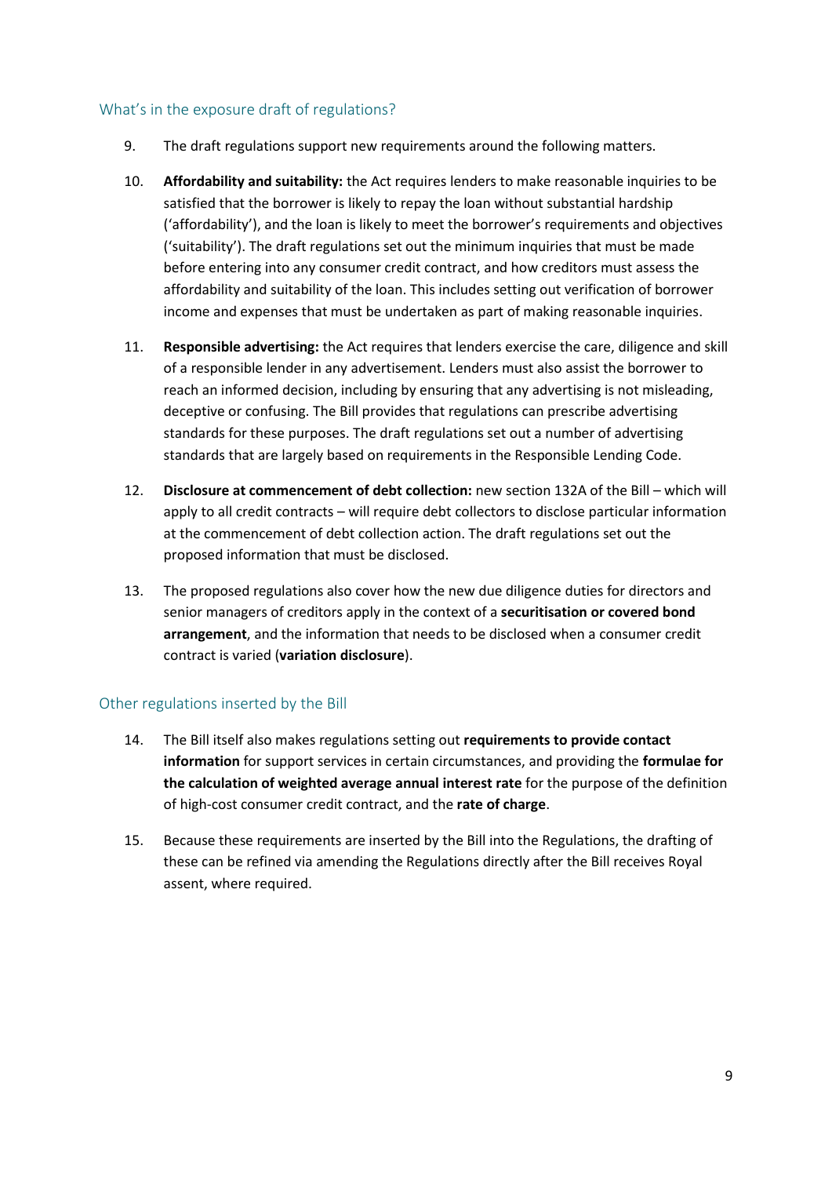## What's in the exposure draft of regulations?

9. The draft regulations support new requirements around the following matters.

10. **Affordability and suitability:** the Act requires lenders to make reasonable inquiries to be satisfied that the borrower is likely to repay the loan without substantial hardship ('affordability'), and the loan is likely to meet the borrower's requirements and objectives ('suitability'). The draft regulations set out the minimum inquiries that must be made before entering into any consumer credit contract, and how creditors must assess the affordability and suitability of the loan. This includes setting out verification of borrower income and expenses that must be undertaken as part of making reasonable inquiries.

11. **Responsible advertising:** the Act requires that lenders exercise the care, diligence and skill of a responsible lender in any advertisement. Lenders must also assist the borrower to reach an informed decision, including by ensuring that any advertising is not misleading, deceptive or confusing. The Bill provides that regulations can prescribe advertising standards for these purposes. The draft regulations set out a number of advertising standards that are largely based on requirements in the Responsible Lending Code.

12. **Disclosure at commencement of debt collection:** new section 132A of the Bill – which will apply to all credit contracts – will require debt collectors to disclose particular information at the commencement of debt collection action. The draft regulations set out the proposed information that must be disclosed.

13. The proposed regulations also cover how the new due diligence duties for directors and senior managers of creditors apply in the context of a **securitisation or covered bond arrangement**, and the information that needs to be disclosed when a consumer credit contract is varied (**variation disclosure**).

## Other regulations inserted by the Bill

14. The Bill itself also makes regulations setting out **requirements to provide contact information** for support services in certain circumstances, and providing the **formulae for the calculation of weighted average annual interest rate** for the purpose of the definition of high-cost consumer credit contract, and the **rate of charge**.

15. Because these requirements are inserted by the Bill into the Regulations, the drafting of these can be refined via amending the Regulations directly after the Bill receives Royal assent, where required.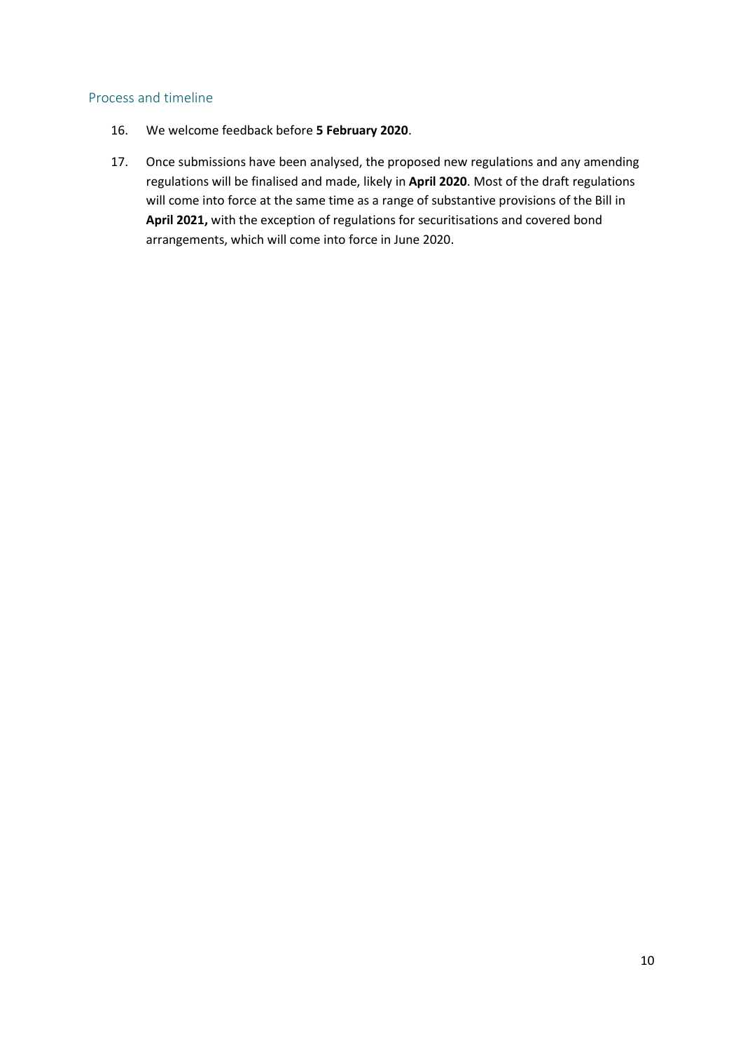## Process and timeline

16. We welcome feedback before **5 February 2020**.

17. Once submissions have been analysed, the proposed new regulations and any amending regulations will be finalised and made, likely in **April 2020**. Most of the draft regulations will come into force at the same time as a range of substantive provisions of the Bill in **April 2021,** with the exception of regulations for securitisations and covered bond arrangements, which will come into force in June 2020.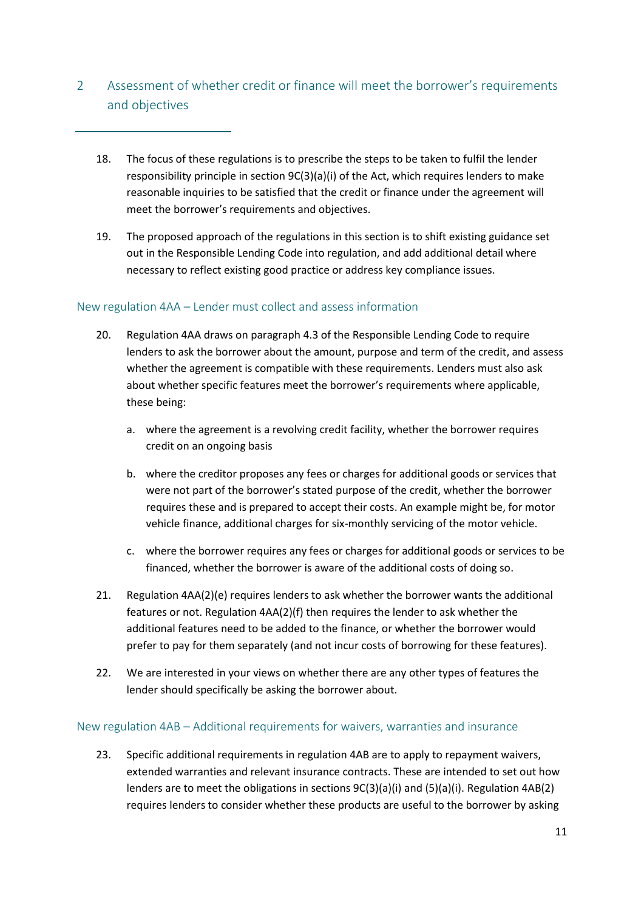## 2 Assessment of whether credit or finance will meet the borrower's requirements and objectives

18. The focus of these regulations is to prescribe the steps to be taken to fulfil the lender responsibility principle in section 9C(3)(a)(i) of the Act, which requires lenders to make reasonable inquiries to be satisfied that the credit or finance under the agreement will meet the borrower's requirements and objectives.

19. The proposed approach of the regulations in this section is to shift existing guidance set out in the Responsible Lending Code into regulation, and add additional detail where necessary to reflect existing good practice or address key compliance issues.

### New regulation 4AA – Lender must collect and assess information

20. Regulation 4AA draws on paragraph 4.3 of the Responsible Lending Code to require lenders to ask the borrower about the amount, purpose and term of the credit, and assess whether the agreement is compatible with these requirements. Lenders must also ask about whether specific features meet the borrower's requirements where applicable, these being:

    a. where the agreement is a revolving credit facility, whether the borrower requires credit on an ongoing basis

    b. where the creditor proposes any fees or charges for additional goods or services that were not part of the borrower's stated purpose of the credit, whether the borrower requires these and is prepared to accept their costs. An example might be, for motor vehicle finance, additional charges for six-monthly servicing of the motor vehicle.

    c. where the borrower requires any fees or charges for additional goods or services to be financed, whether the borrower is aware of the additional costs of doing so.

21. Regulation 4AA(2)(e) requires lenders to ask whether the borrower wants the additional features or not. Regulation 4AA(2)(f) then requires the lender to ask whether the additional features need to be added to the finance, or whether the borrower would prefer to pay for them separately (and not incur costs of borrowing for these features).

22. We are interested in your views on whether there are any other types of features the lender should specifically be asking the borrower about.

### New regulation 4AB – Additional requirements for waivers, warranties and insurance

23. Specific additional requirements in regulation 4AB are to apply to repayment waivers, extended warranties and relevant insurance contracts. These are intended to set out how lenders are to meet the obligations in sections 9C(3)(a)(i) and (5)(a)(i). Regulation 4AB(2) requires lenders to consider whether these products are useful to the borrower by asking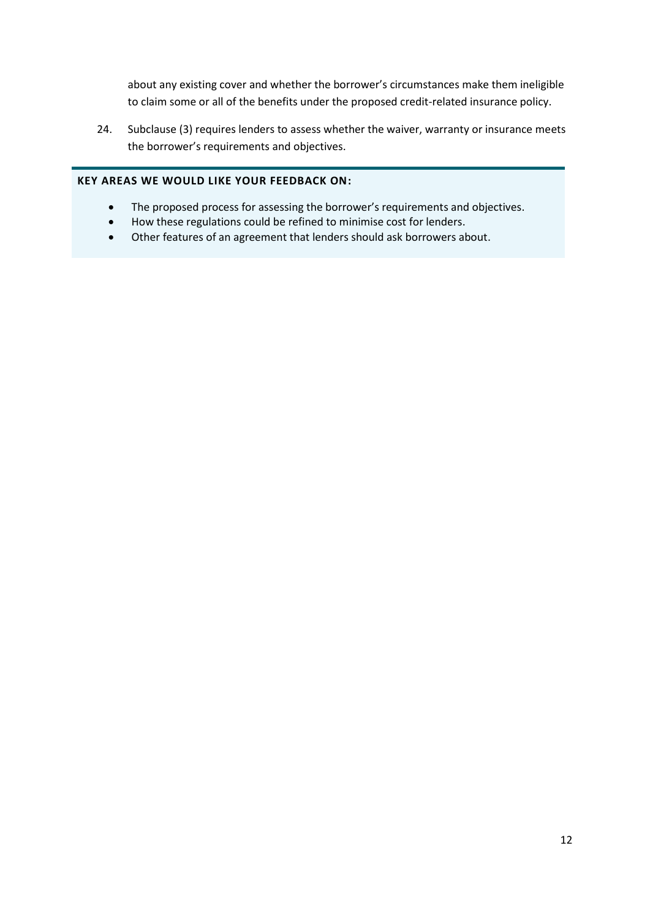about any existing cover and whether the borrower's circumstances make them ineligible to claim some or all of the benefits under the proposed credit-related insurance policy.

24. Subclause (3) requires lenders to assess whether the waiver, warranty or insurance meets the borrower's requirements and objectives.

**KEY AREAS WE WOULD LIKE YOUR FEEDBACK ON:**

- The proposed process for assessing the borrower's requirements and objectives.
- How these regulations could be refined to minimise cost for lenders.
- Other features of an agreement that lenders should ask borrowers about.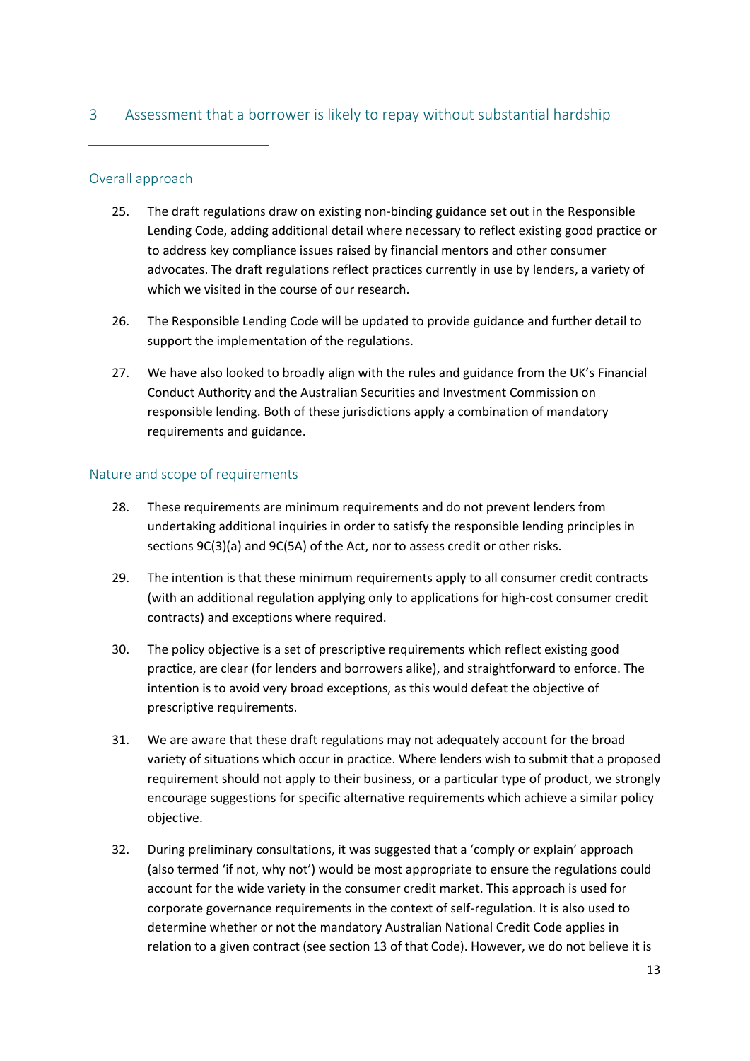## 3 Assessment that a borrower is likely to repay without substantial hardship

### Overall approach

25. The draft regulations draw on existing non-binding guidance set out in the Responsible Lending Code, adding additional detail where necessary to reflect existing good practice or to address key compliance issues raised by financial mentors and other consumer advocates. The draft regulations reflect practices currently in use by lenders, a variety of which we visited in the course of our research.

26. The Responsible Lending Code will be updated to provide guidance and further detail to support the implementation of the regulations.

27. We have also looked to broadly align with the rules and guidance from the UK's Financial Conduct Authority and the Australian Securities and Investment Commission on responsible lending. Both of these jurisdictions apply a combination of mandatory requirements and guidance.

### Nature and scope of requirements

28. These requirements are minimum requirements and do not prevent lenders from undertaking additional inquiries in order to satisfy the responsible lending principles in sections 9C(3)(a) and 9C(5A) of the Act, nor to assess credit or other risks.

29. The intention is that these minimum requirements apply to all consumer credit contracts (with an additional regulation applying only to applications for high-cost consumer credit contracts) and exceptions where required.

30. The policy objective is a set of prescriptive requirements which reflect existing good practice, are clear (for lenders and borrowers alike), and straightforward to enforce. The intention is to avoid very broad exceptions, as this would defeat the objective of prescriptive requirements.

31. We are aware that these draft regulations may not adequately account for the broad variety of situations which occur in practice. Where lenders wish to submit that a proposed requirement should not apply to their business, or a particular type of product, we strongly encourage suggestions for specific alternative requirements which achieve a similar policy objective.

32. During preliminary consultations, it was suggested that a 'comply or explain' approach (also termed 'if not, why not') would be most appropriate to ensure the regulations could account for the wide variety in the consumer credit market. This approach is used for corporate governance requirements in the context of self-regulation. It is also used to determine whether or not the mandatory Australian National Credit Code applies in relation to a given contract (see section 13 of that Code). However, we do not believe it is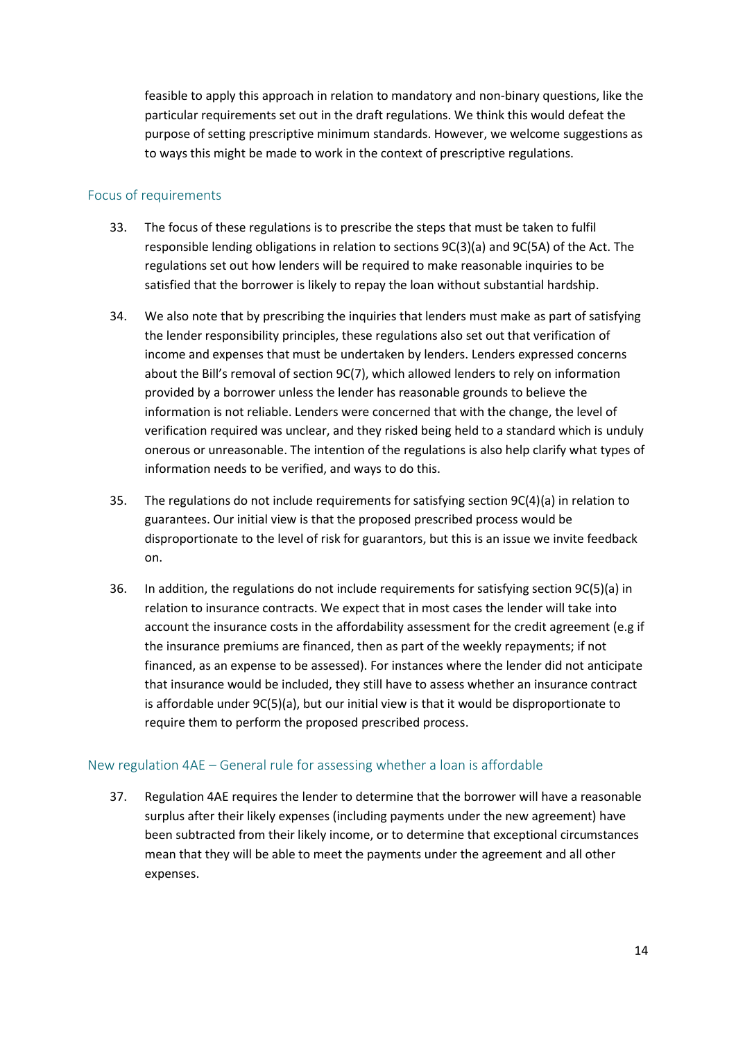feasible to apply this approach in relation to mandatory and non-binary questions, like the particular requirements set out in the draft regulations. We think this would defeat the purpose of setting prescriptive minimum standards. However, we welcome suggestions as to ways this might be made to work in the context of prescriptive regulations.

## Focus of requirements

33. The focus of these regulations is to prescribe the steps that must be taken to fulfil responsible lending obligations in relation to sections 9C(3)(a) and 9C(5A) of the Act. The regulations set out how lenders will be required to make reasonable inquiries to be satisfied that the borrower is likely to repay the loan without substantial hardship.

34. We also note that by prescribing the inquiries that lenders must make as part of satisfying the lender responsibility principles, these regulations also set out that verification of income and expenses that must be undertaken by lenders. Lenders expressed concerns about the Bill's removal of section 9C(7), which allowed lenders to rely on information provided by a borrower unless the lender has reasonable grounds to believe the information is not reliable. Lenders were concerned that with the change, the level of verification required was unclear, and they risked being held to a standard which is unduly onerous or unreasonable. The intention of the regulations is also help clarify what types of information needs to be verified, and ways to do this.

35. The regulations do not include requirements for satisfying section 9C(4)(a) in relation to guarantees. Our initial view is that the proposed prescribed process would be disproportionate to the level of risk for guarantors, but this is an issue we invite feedback on.

36. In addition, the regulations do not include requirements for satisfying section 9C(5)(a) in relation to insurance contracts. We expect that in most cases the lender will take into account the insurance costs in the affordability assessment for the credit agreement (e.g if the insurance premiums are financed, then as part of the weekly repayments; if not financed, as an expense to be assessed). For instances where the lender did not anticipate that insurance would be included, they still have to assess whether an insurance contract is affordable under 9C(5)(a), but our initial view is that it would be disproportionate to require them to perform the proposed prescribed process.

## New regulation 4AE – General rule for assessing whether a loan is affordable

37. Regulation 4AE requires the lender to determine that the borrower will have a reasonable surplus after their likely expenses (including payments under the new agreement) have been subtracted from their likely income, or to determine that exceptional circumstances mean that they will be able to meet the payments under the agreement and all other expenses.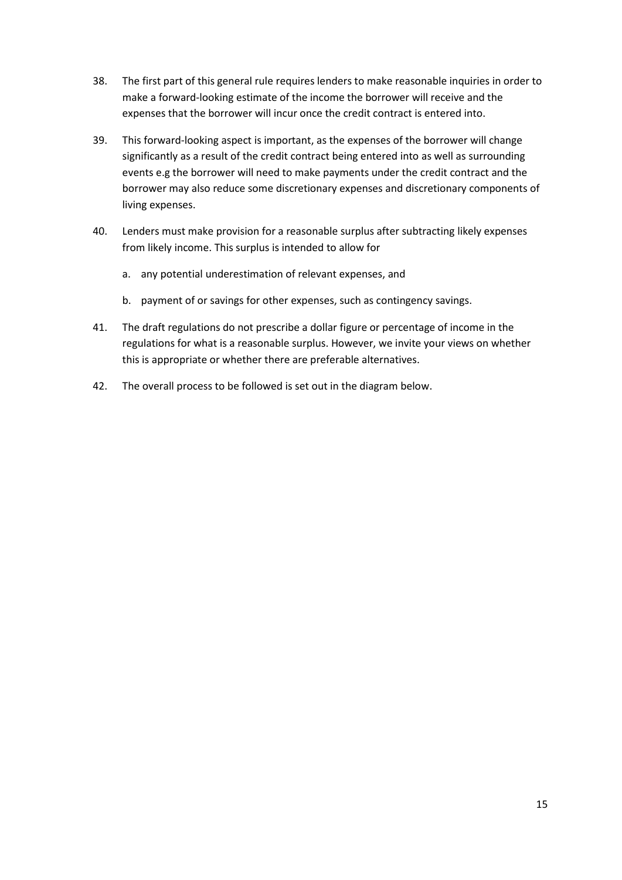38. The first part of this general rule requires lenders to make reasonable inquiries in order to make a forward-looking estimate of the income the borrower will receive and the expenses that the borrower will incur once the credit contract is entered into.

39. This forward-looking aspect is important, as the expenses of the borrower will change significantly as a result of the credit contract being entered into as well as surrounding events e.g the borrower will need to make payments under the credit contract and the borrower may also reduce some discretionary expenses and discretionary components of living expenses.

40. Lenders must make provision for a reasonable surplus after subtracting likely expenses from likely income. This surplus is intended to allow for

    a. any potential underestimation of relevant expenses, and

    b. payment of or savings for other expenses, such as contingency savings.

41. The draft regulations do not prescribe a dollar figure or percentage of income in the regulations for what is a reasonable surplus. However, we invite your views on whether this is appropriate or whether there are preferable alternatives.

42. The overall process to be followed is set out in the diagram below.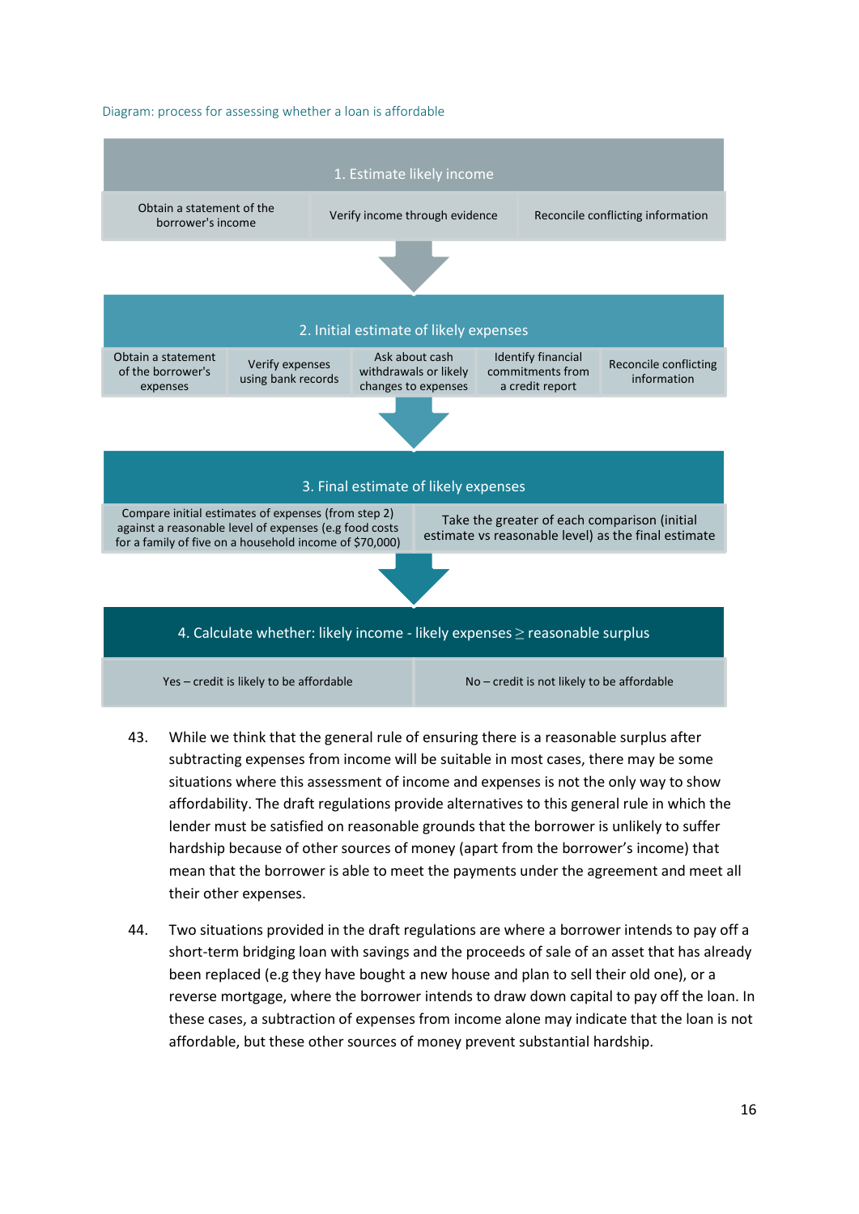Diagram: process for assessing whether a loan is affordable

**1. Estimate likely income**

- Obtain a statement of the borrower's income
- Verify income through evidence
- Reconcile conflicting information

↓

**2. Initial estimate of likely expenses**

- Obtain a statement of the borrower's expenses
- Verify expenses using bank records
- Ask about cash withdrawals or likely changes to expenses
- Identify financial commitments from a credit report
- Reconcile conflicting information

↓

**3. Final estimate of likely expenses**

- Compare initial estimates of expenses (from step 2) against a reasonable level of expenses (e.g food costs for a family of five on a household income of $70,000)
- Take the greater of each comparison (initial estimate vs reasonable level) as the final estimate

↓

**4. Calculate whether: likely income - likely expenses ≥ reasonable surplus**

- Yes – credit is likely to be affordable
- No – credit is not likely to be affordable

43. While we think that the general rule of ensuring there is a reasonable surplus after subtracting expenses from income will be suitable in most cases, there may be some situations where this assessment of income and expenses is not the only way to show affordability. The draft regulations provide alternatives to this general rule in which the lender must be satisfied on reasonable grounds that the borrower is unlikely to suffer hardship because of other sources of money (apart from the borrower's income) that mean that the borrower is able to meet the payments under the agreement and meet all their other expenses.

44. Two situations provided in the draft regulations are where a borrower intends to pay off a short-term bridging loan with savings and the proceeds of sale of an asset that has already been replaced (e.g they have bought a new house and plan to sell their old one), or a reverse mortgage, where the borrower intends to draw down capital to pay off the loan. In these cases, a subtraction of expenses from income alone may indicate that the loan is not affordable, but these other sources of money prevent substantial hardship.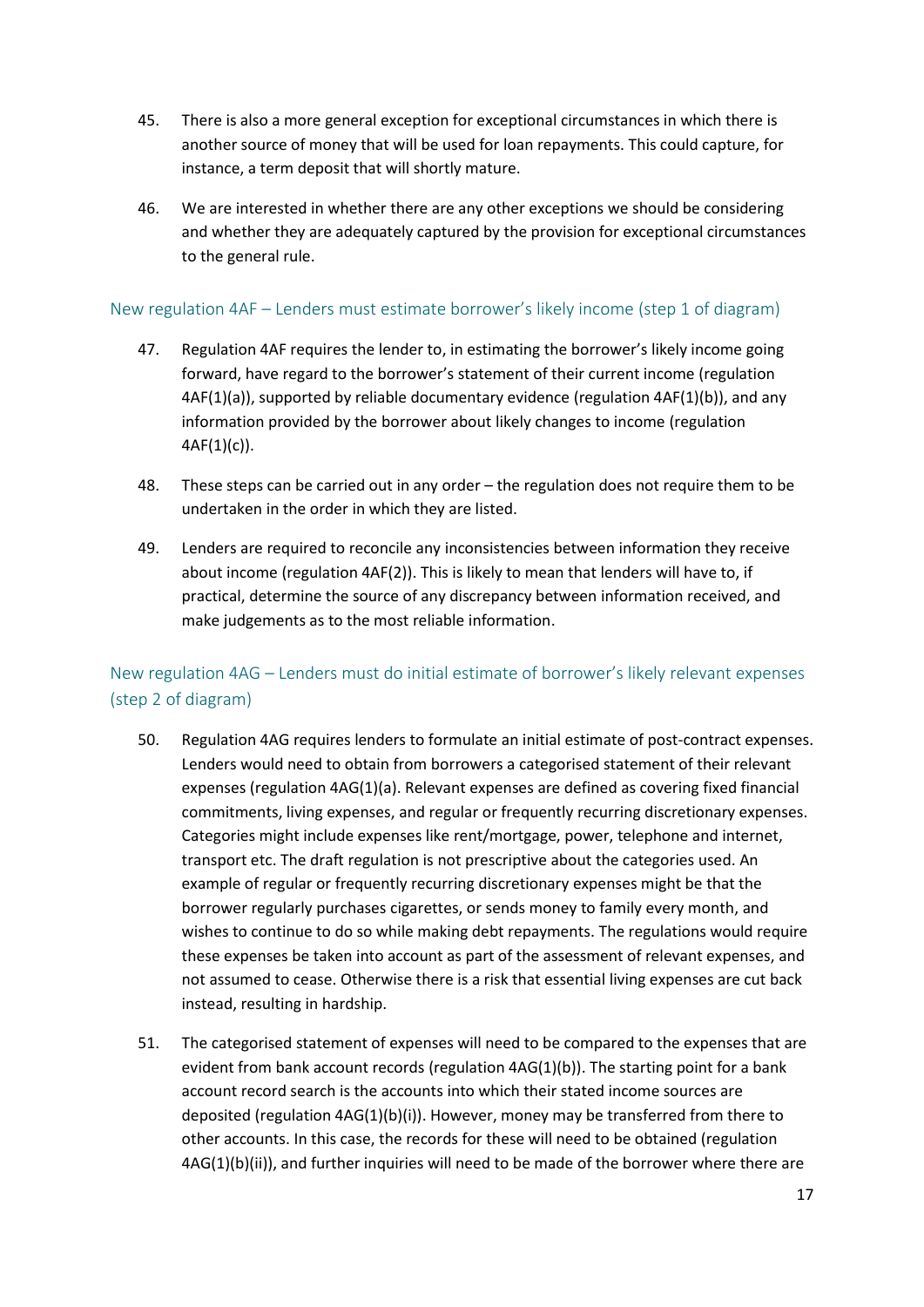45. There is also a more general exception for exceptional circumstances in which there is another source of money that will be used for loan repayments. This could capture, for instance, a term deposit that will shortly mature.

46. We are interested in whether there are any other exceptions we should be considering and whether they are adequately captured by the provision for exceptional circumstances to the general rule.

### New regulation 4AF – Lenders must estimate borrower's likely income (step 1 of diagram)

47. Regulation 4AF requires the lender to, in estimating the borrower's likely income going forward, have regard to the borrower's statement of their current income (regulation 4AF(1)(a)), supported by reliable documentary evidence (regulation 4AF(1)(b)), and any information provided by the borrower about likely changes to income (regulation 4AF(1)(c)).

48. These steps can be carried out in any order – the regulation does not require them to be undertaken in the order in which they are listed.

49. Lenders are required to reconcile any inconsistencies between information they receive about income (regulation 4AF(2)). This is likely to mean that lenders will have to, if practical, determine the source of any discrepancy between information received, and make judgements as to the most reliable information.

### New regulation 4AG – Lenders must do initial estimate of borrower's likely relevant expenses (step 2 of diagram)

50. Regulation 4AG requires lenders to formulate an initial estimate of post-contract expenses. Lenders would need to obtain from borrowers a categorised statement of their relevant expenses (regulation 4AG(1)(a). Relevant expenses are defined as covering fixed financial commitments, living expenses, and regular or frequently recurring discretionary expenses. Categories might include expenses like rent/mortgage, power, telephone and internet, transport etc. The draft regulation is not prescriptive about the categories used. An example of regular or frequently recurring discretionary expenses might be that the borrower regularly purchases cigarettes, or sends money to family every month, and wishes to continue to do so while making debt repayments. The regulations would require these expenses be taken into account as part of the assessment of relevant expenses, and not assumed to cease. Otherwise there is a risk that essential living expenses are cut back instead, resulting in hardship.

51. The categorised statement of expenses will need to be compared to the expenses that are evident from bank account records (regulation 4AG(1)(b)). The starting point for a bank account record search is the accounts into which their stated income sources are deposited (regulation 4AG(1)(b)(i)). However, money may be transferred from there to other accounts. In this case, the records for these will need to be obtained (regulation 4AG(1)(b)(ii)), and further inquiries will need to be made of the borrower where there are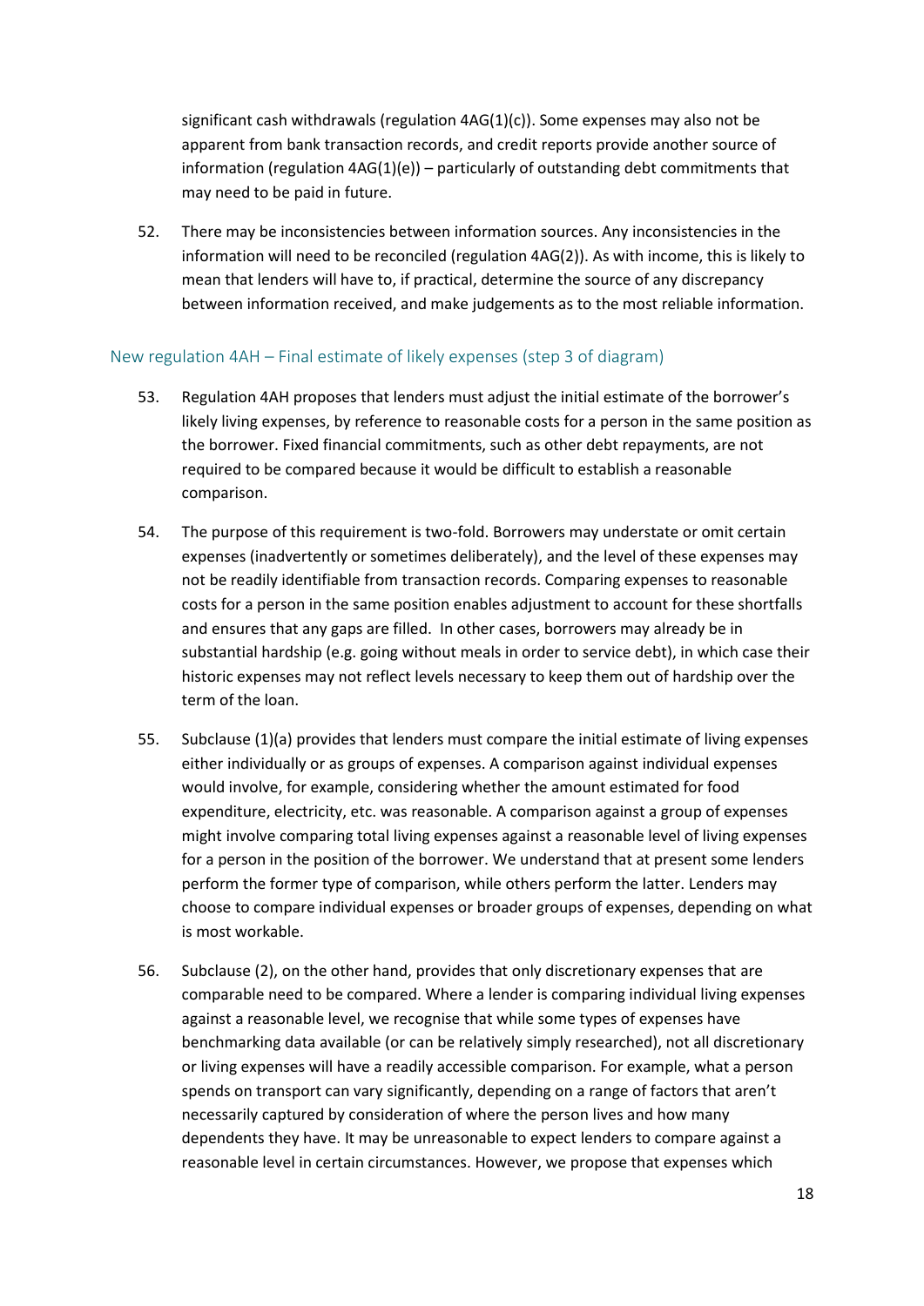significant cash withdrawals (regulation 4AG(1)(c)). Some expenses may also not be apparent from bank transaction records, and credit reports provide another source of information (regulation 4AG(1)(e)) – particularly of outstanding debt commitments that may need to be paid in future.

52. There may be inconsistencies between information sources. Any inconsistencies in the information will need to be reconciled (regulation 4AG(2)). As with income, this is likely to mean that lenders will have to, if practical, determine the source of any discrepancy between information received, and make judgements as to the most reliable information.

### New regulation 4AH – Final estimate of likely expenses (step 3 of diagram)

53. Regulation 4AH proposes that lenders must adjust the initial estimate of the borrower's likely living expenses, by reference to reasonable costs for a person in the same position as the borrower. Fixed financial commitments, such as other debt repayments, are not required to be compared because it would be difficult to establish a reasonable comparison.

54. The purpose of this requirement is two-fold. Borrowers may understate or omit certain expenses (inadvertently or sometimes deliberately), and the level of these expenses may not be readily identifiable from transaction records. Comparing expenses to reasonable costs for a person in the same position enables adjustment to account for these shortfalls and ensures that any gaps are filled. In other cases, borrowers may already be in substantial hardship (e.g. going without meals in order to service debt), in which case their historic expenses may not reflect levels necessary to keep them out of hardship over the term of the loan.

55. Subclause (1)(a) provides that lenders must compare the initial estimate of living expenses either individually or as groups of expenses. A comparison against individual expenses would involve, for example, considering whether the amount estimated for food expenditure, electricity, etc. was reasonable. A comparison against a group of expenses might involve comparing total living expenses against a reasonable level of living expenses for a person in the position of the borrower. We understand that at present some lenders perform the former type of comparison, while others perform the latter. Lenders may choose to compare individual expenses or broader groups of expenses, depending on what is most workable.

56. Subclause (2), on the other hand, provides that only discretionary expenses that are comparable need to be compared. Where a lender is comparing individual living expenses against a reasonable level, we recognise that while some types of expenses have benchmarking data available (or can be relatively simply researched), not all discretionary or living expenses will have a readily accessible comparison. For example, what a person spends on transport can vary significantly, depending on a range of factors that aren't necessarily captured by consideration of where the person lives and how many dependents they have. It may be unreasonable to expect lenders to compare against a reasonable level in certain circumstances. However, we propose that expenses which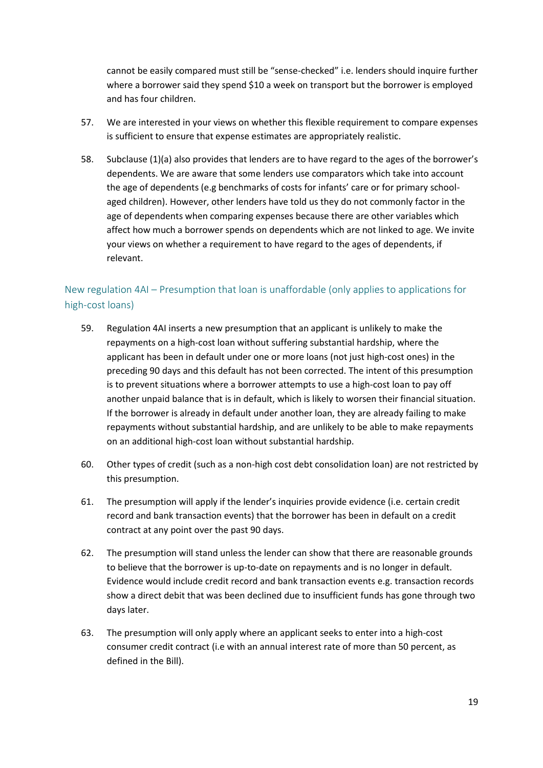cannot be easily compared must still be "sense-checked" i.e. lenders should inquire further where a borrower said they spend $10 a week on transport but the borrower is employed and has four children.

57. We are interested in your views on whether this flexible requirement to compare expenses is sufficient to ensure that expense estimates are appropriately realistic.

58. Subclause (1)(a) also provides that lenders are to have regard to the ages of the borrower's dependents. We are aware that some lenders use comparators which take into account the age of dependents (e.g benchmarks of costs for infants' care or for primary school-aged children). However, other lenders have told us they do not commonly factor in the age of dependents when comparing expenses because there are other variables which affect how much a borrower spends on dependents which are not linked to age. We invite your views on whether a requirement to have regard to the ages of dependents, if relevant.

### New regulation 4AI – Presumption that loan is unaffordable (only applies to applications for high-cost loans)

59. Regulation 4AI inserts a new presumption that an applicant is unlikely to make the repayments on a high-cost loan without suffering substantial hardship, where the applicant has been in default under one or more loans (not just high-cost ones) in the preceding 90 days and this default has not been corrected. The intent of this presumption is to prevent situations where a borrower attempts to use a high-cost loan to pay off another unpaid balance that is in default, which is likely to worsen their financial situation. If the borrower is already in default under another loan, they are already failing to make repayments without substantial hardship, and are unlikely to be able to make repayments on an additional high-cost loan without substantial hardship.

60. Other types of credit (such as a non-high cost debt consolidation loan) are not restricted by this presumption.

61. The presumption will apply if the lender's inquiries provide evidence (i.e. certain credit record and bank transaction events) that the borrower has been in default on a credit contract at any point over the past 90 days.

62. The presumption will stand unless the lender can show that there are reasonable grounds to believe that the borrower is up-to-date on repayments and is no longer in default. Evidence would include credit record and bank transaction events e.g. transaction records show a direct debit that was been declined due to insufficient funds has gone through two days later.

63. The presumption will only apply where an applicant seeks to enter into a high-cost consumer credit contract (i.e with an annual interest rate of more than 50 percent, as defined in the Bill).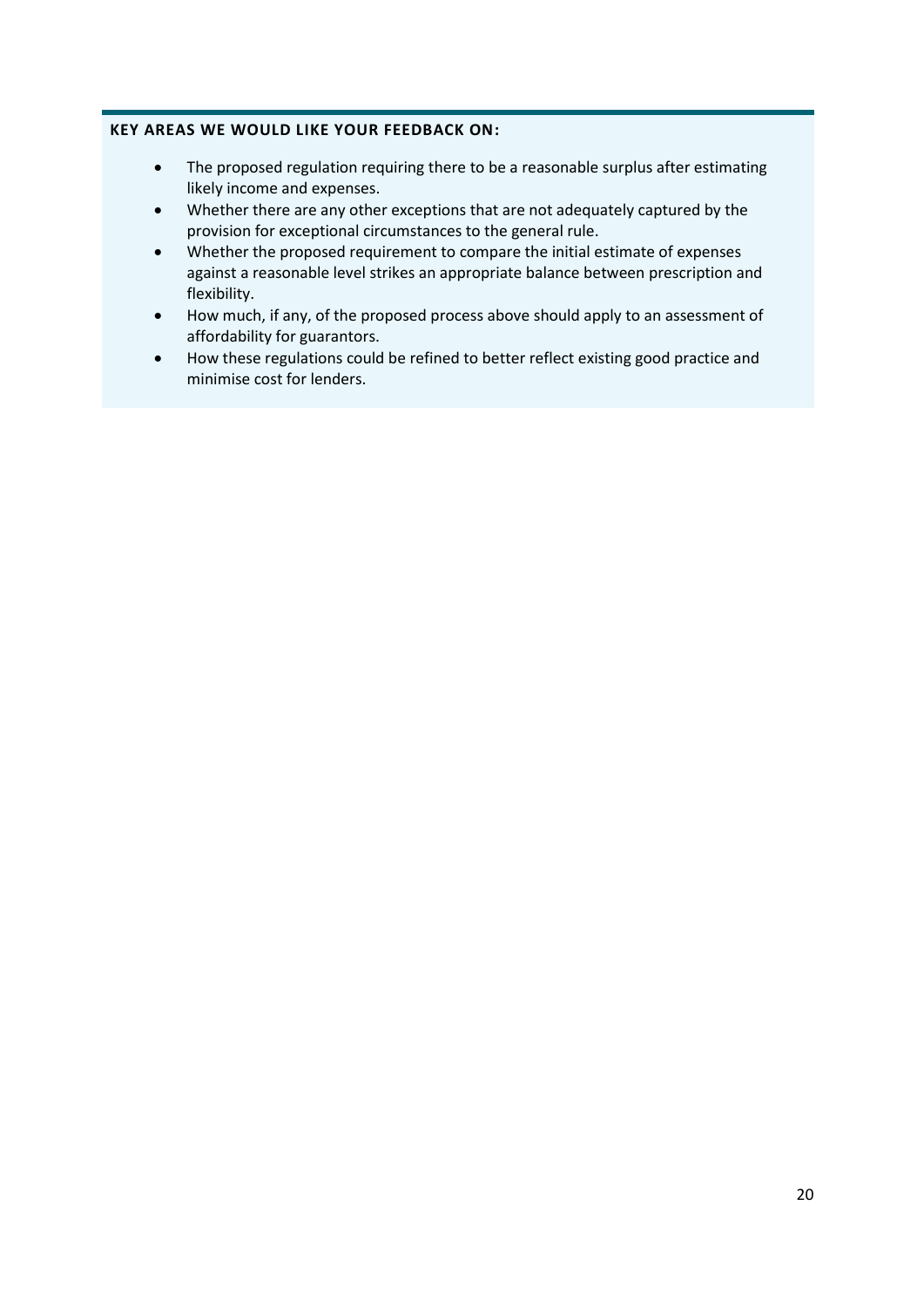**KEY AREAS WE WOULD LIKE YOUR FEEDBACK ON:**

- The proposed regulation requiring there to be a reasonable surplus after estimating likely income and expenses.
- Whether there are any other exceptions that are not adequately captured by the provision for exceptional circumstances to the general rule.
- Whether the proposed requirement to compare the initial estimate of expenses against a reasonable level strikes an appropriate balance between prescription and flexibility.
- How much, if any, of the proposed process above should apply to an assessment of affordability for guarantors.
- How these regulations could be refined to better reflect existing good practice and minimise cost for lenders.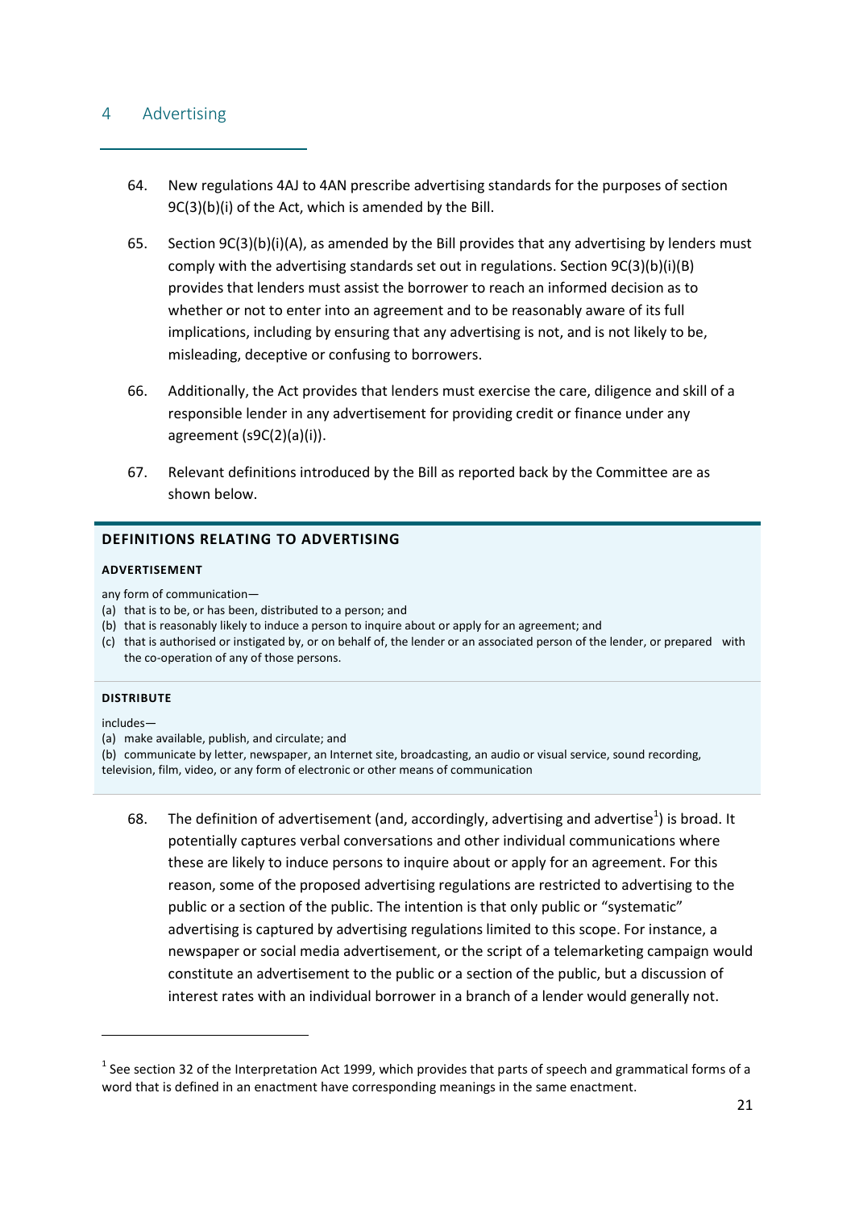## 4 Advertising

64. New regulations 4AJ to 4AN prescribe advertising standards for the purposes of section 9C(3)(b)(i) of the Act, which is amended by the Bill.

65. Section 9C(3)(b)(i)(A), as amended by the Bill provides that any advertising by lenders must comply with the advertising standards set out in regulations. Section 9C(3)(b)(i)(B) provides that lenders must assist the borrower to reach an informed decision as to whether or not to enter into an agreement and to be reasonably aware of its full implications, including by ensuring that any advertising is not, and is not likely to be, misleading, deceptive or confusing to borrowers.

66. Additionally, the Act provides that lenders must exercise the care, diligence and skill of a responsible lender in any advertisement for providing credit or finance under any agreement (s9C(2)(a)(i)).

67. Relevant definitions introduced by the Bill as reported back by the Committee are as shown below.

**DEFINITIONS RELATING TO ADVERTISING**

**ADVERTISEMENT**

any form of communication—

(a) that is to be, or has been, distributed to a person; and
(b) that is reasonably likely to induce a person to inquire about or apply for an agreement; and
(c) that is authorised or instigated by, or on behalf of, the lender or an associated person of the lender, or prepared with the co-operation of any of those persons.

**DISTRIBUTE**

includes—

(a) make available, publish, and circulate; and
(b) communicate by letter, newspaper, an Internet site, broadcasting, an audio or visual service, sound recording, television, film, video, or any form of electronic or other means of communication

68. The definition of advertisement (and, accordingly, advertising and advertise[1]) is broad. It potentially captures verbal conversations and other individual communications where these are likely to induce persons to inquire about or apply for an agreement. For this reason, some of the proposed advertising regulations are restricted to advertising to the public or a section of the public. The intention is that only public or "systematic" advertising is captured by advertising regulations limited to this scope. For instance, a newspaper or social media advertisement, or the script of a telemarketing campaign would constitute an advertisement to the public or a section of the public, but a discussion of interest rates with an individual borrower in a branch of a lender would generally not.

---

[1] See section 32 of the Interpretation Act 1999, which provides that parts of speech and grammatical forms of a word that is defined in an enactment have corresponding meanings in the same enactment.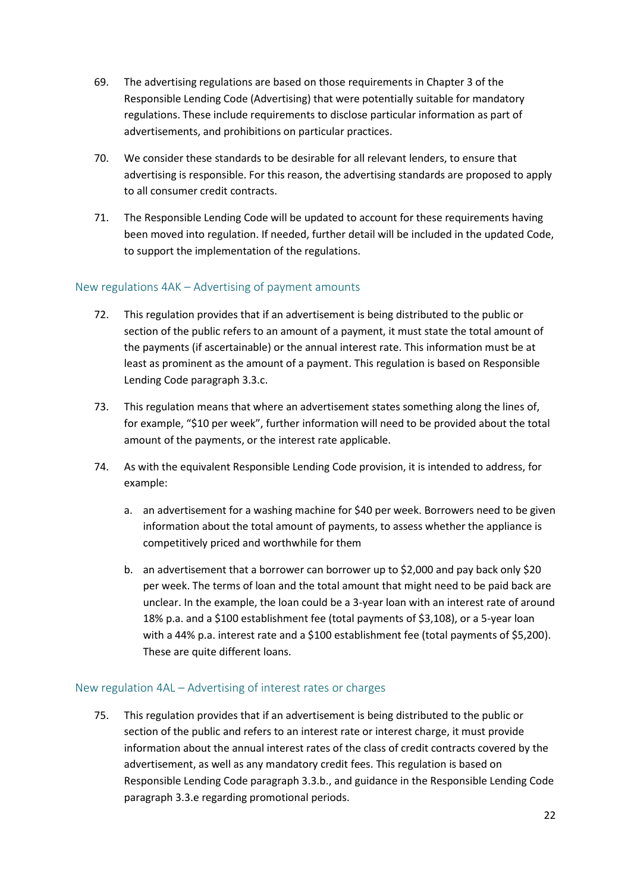69. The advertising regulations are based on those requirements in Chapter 3 of the Responsible Lending Code (Advertising) that were potentially suitable for mandatory regulations. These include requirements to disclose particular information as part of advertisements, and prohibitions on particular practices.

70. We consider these standards to be desirable for all relevant lenders, to ensure that advertising is responsible. For this reason, the advertising standards are proposed to apply to all consumer credit contracts.

71. The Responsible Lending Code will be updated to account for these requirements having been moved into regulation. If needed, further detail will be included in the updated Code, to support the implementation of the regulations.

### New regulations 4AK – Advertising of payment amounts

72. This regulation provides that if an advertisement is being distributed to the public or section of the public refers to an amount of a payment, it must state the total amount of the payments (if ascertainable) or the annual interest rate. This information must be at least as prominent as the amount of a payment. This regulation is based on Responsible Lending Code paragraph 3.3.c.

73. This regulation means that where an advertisement states something along the lines of, for example, "$10 per week", further information will need to be provided about the total amount of the payments, or the interest rate applicable.

74. As with the equivalent Responsible Lending Code provision, it is intended to address, for example:

    a. an advertisement for a washing machine for $40 per week. Borrowers need to be given information about the total amount of payments, to assess whether the appliance is competitively priced and worthwhile for them

    b. an advertisement that a borrower can borrower up to $2,000 and pay back only $20 per week. The terms of loan and the total amount that might need to be paid back are unclear. In the example, the loan could be a 3-year loan with an interest rate of around 18% p.a. and a $100 establishment fee (total payments of $3,108), or a 5-year loan with a 44% p.a. interest rate and a $100 establishment fee (total payments of $5,200). These are quite different loans.

### New regulation 4AL – Advertising of interest rates or charges

75. This regulation provides that if an advertisement is being distributed to the public or section of the public and refers to an interest rate or interest charge, it must provide information about the annual interest rates of the class of credit contracts covered by the advertisement, as well as any mandatory credit fees. This regulation is based on Responsible Lending Code paragraph 3.3.b., and guidance in the Responsible Lending Code paragraph 3.3.e regarding promotional periods.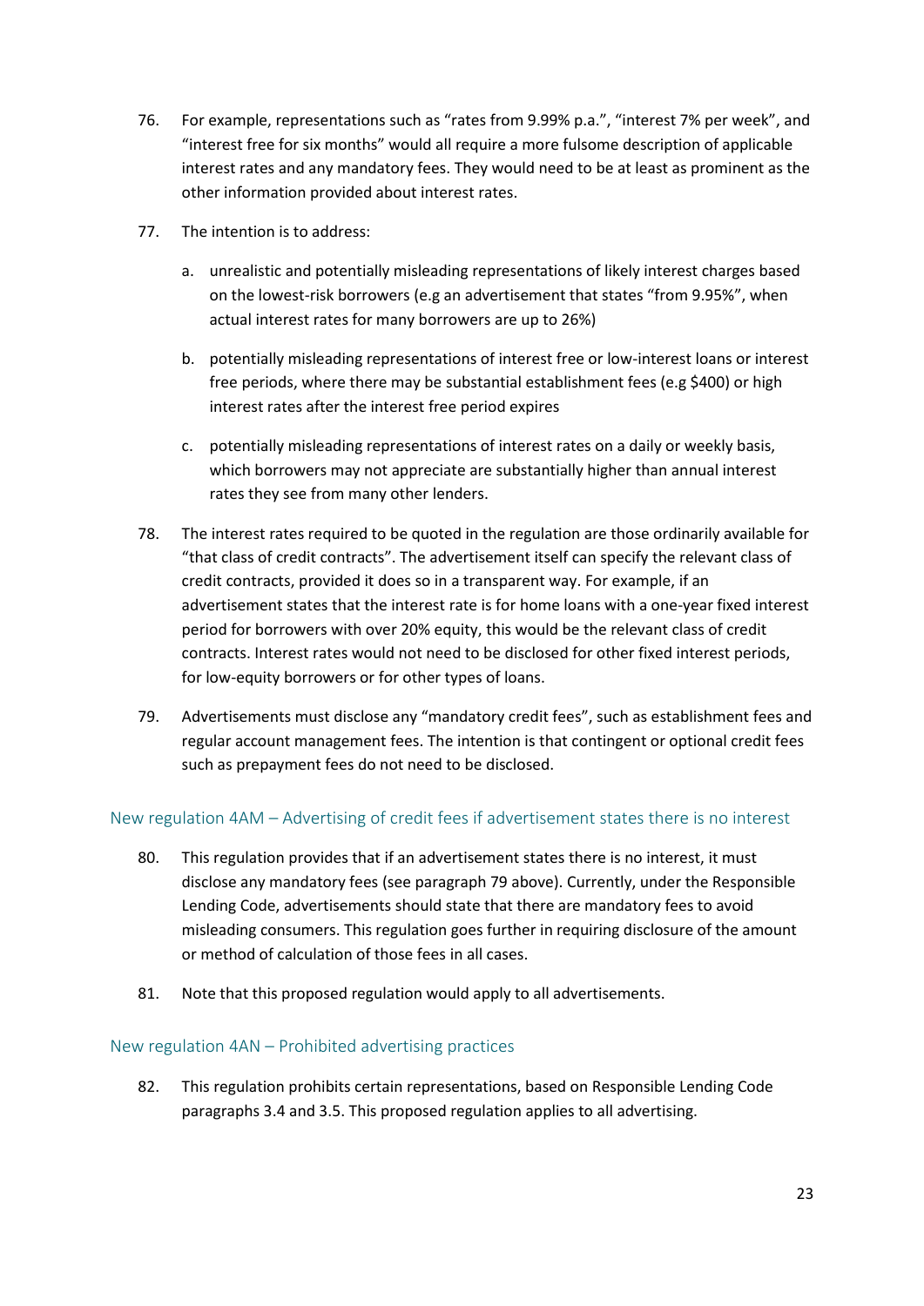76. For example, representations such as "rates from 9.99% p.a.", "interest 7% per week", and "interest free for six months" would all require a more fulsome description of applicable interest rates and any mandatory fees. They would need to be at least as prominent as the other information provided about interest rates.

77. The intention is to address:

    a. unrealistic and potentially misleading representations of likely interest charges based on the lowest-risk borrowers (e.g an advertisement that states "from 9.95%", when actual interest rates for many borrowers are up to 26%)

    b. potentially misleading representations of interest free or low-interest loans or interest free periods, where there may be substantial establishment fees (e.g $400) or high interest rates after the interest free period expires

    c. potentially misleading representations of interest rates on a daily or weekly basis, which borrowers may not appreciate are substantially higher than annual interest rates they see from many other lenders.

78. The interest rates required to be quoted in the regulation are those ordinarily available for "that class of credit contracts". The advertisement itself can specify the relevant class of credit contracts, provided it does so in a transparent way. For example, if an advertisement states that the interest rate is for home loans with a one-year fixed interest period for borrowers with over 20% equity, this would be the relevant class of credit contracts. Interest rates would not need to be disclosed for other fixed interest periods, for low-equity borrowers or for other types of loans.

79. Advertisements must disclose any "mandatory credit fees", such as establishment fees and regular account management fees. The intention is that contingent or optional credit fees such as prepayment fees do not need to be disclosed.

### New regulation 4AM – Advertising of credit fees if advertisement states there is no interest

80. This regulation provides that if an advertisement states there is no interest, it must disclose any mandatory fees (see paragraph 79 above). Currently, under the Responsible Lending Code, advertisements should state that there are mandatory fees to avoid misleading consumers. This regulation goes further in requiring disclosure of the amount or method of calculation of those fees in all cases.

81. Note that this proposed regulation would apply to all advertisements.

### New regulation 4AN – Prohibited advertising practices

82. This regulation prohibits certain representations, based on Responsible Lending Code paragraphs 3.4 and 3.5. This proposed regulation applies to all advertising.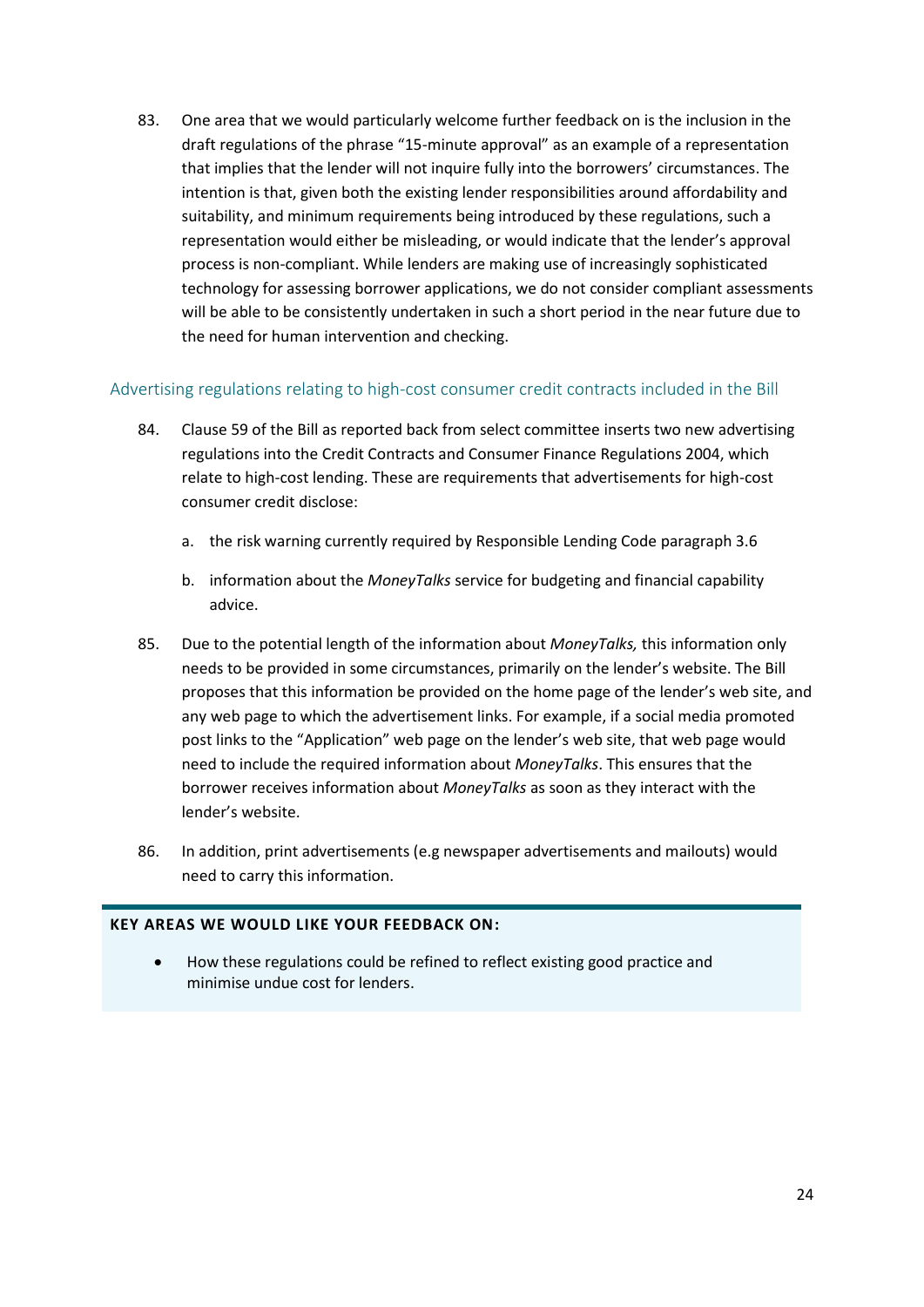83. One area that we would particularly welcome further feedback on is the inclusion in the draft regulations of the phrase "15-minute approval" as an example of a representation that implies that the lender will not inquire fully into the borrowers' circumstances. The intention is that, given both the existing lender responsibilities around affordability and suitability, and minimum requirements being introduced by these regulations, such a representation would either be misleading, or would indicate that the lender's approval process is non-compliant. While lenders are making use of increasingly sophisticated technology for assessing borrower applications, we do not consider compliant assessments will be able to be consistently undertaken in such a short period in the near future due to the need for human intervention and checking.

### Advertising regulations relating to high-cost consumer credit contracts included in the Bill

84. Clause 59 of the Bill as reported back from select committee inserts two new advertising regulations into the Credit Contracts and Consumer Finance Regulations 2004, which relate to high-cost lending. These are requirements that advertisements for high-cost consumer credit disclose:

    a. the risk warning currently required by Responsible Lending Code paragraph 3.6

    b. information about the *MoneyTalks* service for budgeting and financial capability advice.

85. Due to the potential length of the information about *MoneyTalks,* this information only needs to be provided in some circumstances, primarily on the lender's website. The Bill proposes that this information be provided on the home page of the lender's web site, and any web page to which the advertisement links. For example, if a social media promoted post links to the "Application" web page on the lender's web site, that web page would need to include the required information about *MoneyTalks*. This ensures that the borrower receives information about *MoneyTalks* as soon as they interact with the lender's website.

86. In addition, print advertisements (e.g newspaper advertisements and mailouts) would need to carry this information.

**KEY AREAS WE WOULD LIKE YOUR FEEDBACK ON:**

- How these regulations could be refined to reflect existing good practice and minimise undue cost for lenders.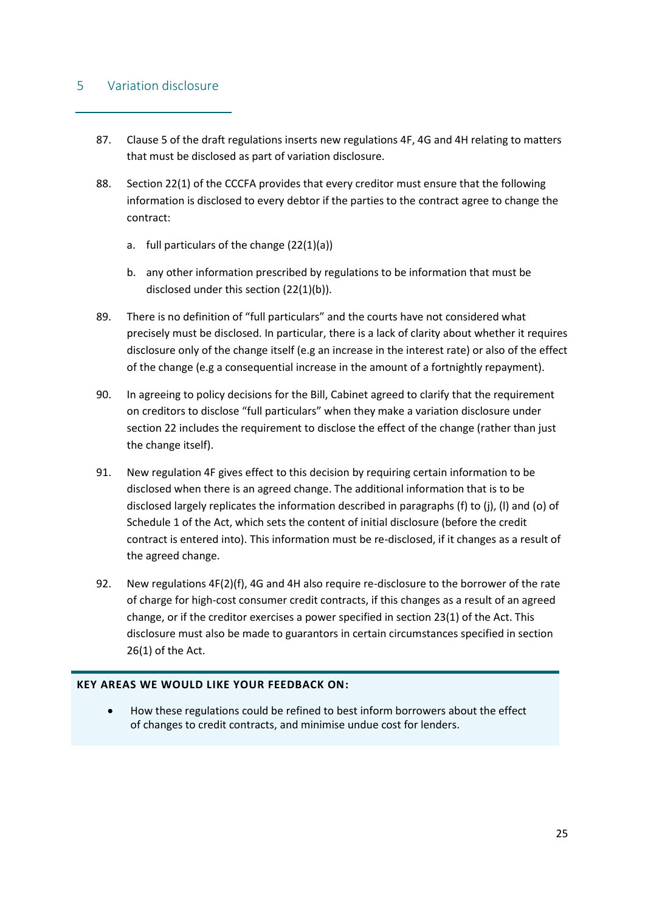## 5 Variation disclosure

87. Clause 5 of the draft regulations inserts new regulations 4F, 4G and 4H relating to matters that must be disclosed as part of variation disclosure.

88. Section 22(1) of the CCCFA provides that every creditor must ensure that the following information is disclosed to every debtor if the parties to the contract agree to change the contract:

    a. full particulars of the change (22(1)(a))

    b. any other information prescribed by regulations to be information that must be disclosed under this section (22(1)(b)).

89. There is no definition of "full particulars" and the courts have not considered what precisely must be disclosed. In particular, there is a lack of clarity about whether it requires disclosure only of the change itself (e.g an increase in the interest rate) or also of the effect of the change (e.g a consequential increase in the amount of a fortnightly repayment).

90. In agreeing to policy decisions for the Bill, Cabinet agreed to clarify that the requirement on creditors to disclose "full particulars" when they make a variation disclosure under section 22 includes the requirement to disclose the effect of the change (rather than just the change itself).

91. New regulation 4F gives effect to this decision by requiring certain information to be disclosed when there is an agreed change. The additional information that is to be disclosed largely replicates the information described in paragraphs (f) to (j), (l) and (o) of Schedule 1 of the Act, which sets the content of initial disclosure (before the credit contract is entered into). This information must be re-disclosed, if it changes as a result of the agreed change.

92. New regulations 4F(2)(f), 4G and 4H also require re-disclosure to the borrower of the rate of charge for high-cost consumer credit contracts, if this changes as a result of an agreed change, or if the creditor exercises a power specified in section 23(1) of the Act. This disclosure must also be made to guarantors in certain circumstances specified in section 26(1) of the Act.

**KEY AREAS WE WOULD LIKE YOUR FEEDBACK ON:**

- How these regulations could be refined to best inform borrowers about the effect of changes to credit contracts, and minimise undue cost for lenders.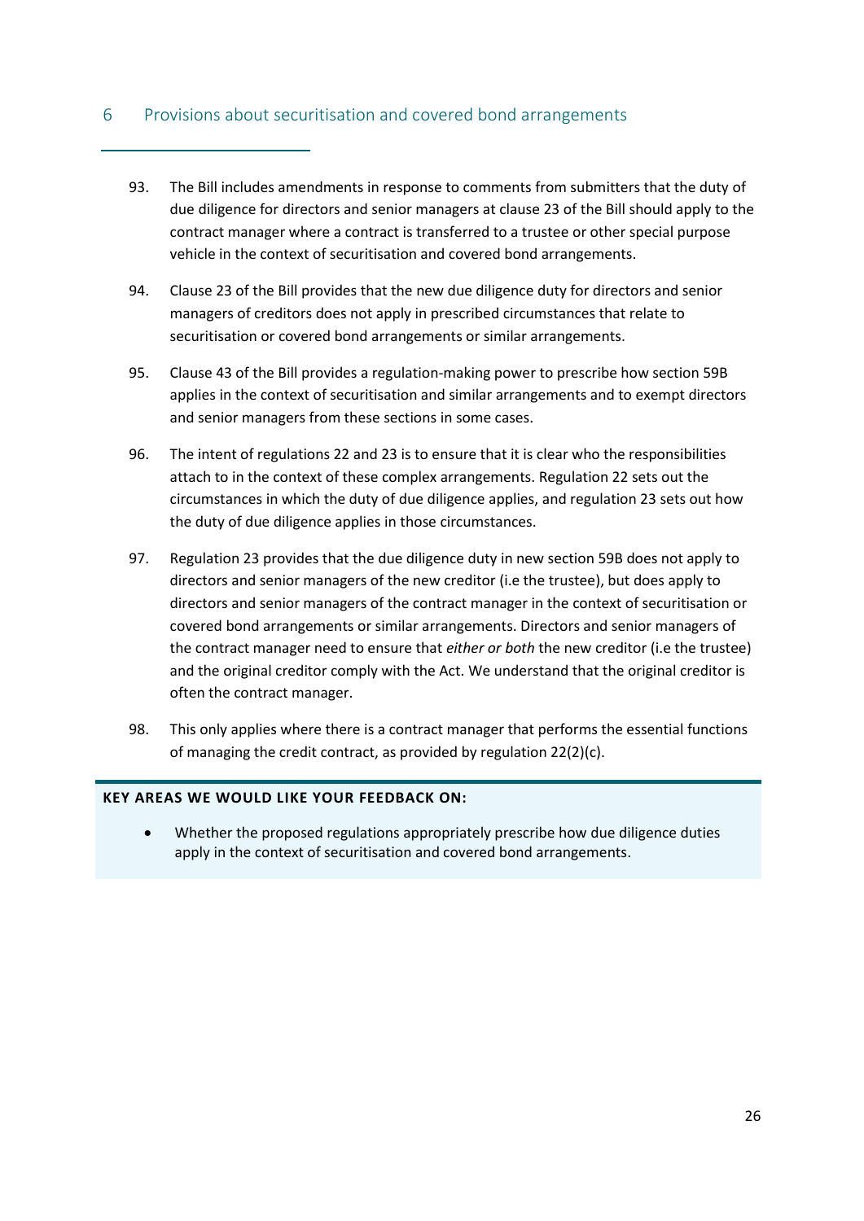## 6 Provisions about securitisation and covered bond arrangements

93. The Bill includes amendments in response to comments from submitters that the duty of due diligence for directors and senior managers at clause 23 of the Bill should apply to the contract manager where a contract is transferred to a trustee or other special purpose vehicle in the context of securitisation and covered bond arrangements.

94. Clause 23 of the Bill provides that the new due diligence duty for directors and senior managers of creditors does not apply in prescribed circumstances that relate to securitisation or covered bond arrangements or similar arrangements.

95. Clause 43 of the Bill provides a regulation-making power to prescribe how section 59B applies in the context of securitisation and similar arrangements and to exempt directors and senior managers from these sections in some cases.

96. The intent of regulations 22 and 23 is to ensure that it is clear who the responsibilities attach to in the context of these complex arrangements. Regulation 22 sets out the circumstances in which the duty of due diligence applies, and regulation 23 sets out how the duty of due diligence applies in those circumstances.

97. Regulation 23 provides that the due diligence duty in new section 59B does not apply to directors and senior managers of the new creditor (i.e the trustee), but does apply to directors and senior managers of the contract manager in the context of securitisation or covered bond arrangements or similar arrangements. Directors and senior managers of the contract manager need to ensure that *either or both* the new creditor (i.e the trustee) and the original creditor comply with the Act. We understand that the original creditor is often the contract manager.

98. This only applies where there is a contract manager that performs the essential functions of managing the credit contract, as provided by regulation 22(2)(c).

**KEY AREAS WE WOULD LIKE YOUR FEEDBACK ON:**

- Whether the proposed regulations appropriately prescribe how due diligence duties apply in the context of securitisation and covered bond arrangements.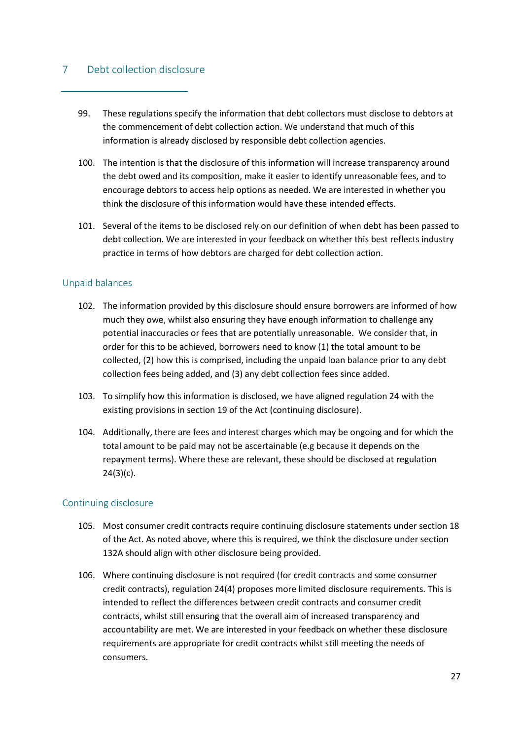## 7 Debt collection disclosure

99. These regulations specify the information that debt collectors must disclose to debtors at the commencement of debt collection action. We understand that much of this information is already disclosed by responsible debt collection agencies.

100. The intention is that the disclosure of this information will increase transparency around the debt owed and its composition, make it easier to identify unreasonable fees, and to encourage debtors to access help options as needed. We are interested in whether you think the disclosure of this information would have these intended effects.

101. Several of the items to be disclosed rely on our definition of when debt has been passed to debt collection. We are interested in your feedback on whether this best reflects industry practice in terms of how debtors are charged for debt collection action.

### Unpaid balances

102. The information provided by this disclosure should ensure borrowers are informed of how much they owe, whilst also ensuring they have enough information to challenge any potential inaccuracies or fees that are potentially unreasonable. We consider that, in order for this to be achieved, borrowers need to know (1) the total amount to be collected, (2) how this is comprised, including the unpaid loan balance prior to any debt collection fees being added, and (3) any debt collection fees since added.

103. To simplify how this information is disclosed, we have aligned regulation 24 with the existing provisions in section 19 of the Act (continuing disclosure).

104. Additionally, there are fees and interest charges which may be ongoing and for which the total amount to be paid may not be ascertainable (e.g because it depends on the repayment terms). Where these are relevant, these should be disclosed at regulation 24(3)(c).

### Continuing disclosure

105. Most consumer credit contracts require continuing disclosure statements under section 18 of the Act. As noted above, where this is required, we think the disclosure under section 132A should align with other disclosure being provided.

106. Where continuing disclosure is not required (for credit contracts and some consumer credit contracts), regulation 24(4) proposes more limited disclosure requirements. This is intended to reflect the differences between credit contracts and consumer credit contracts, whilst still ensuring that the overall aim of increased transparency and accountability are met. We are interested in your feedback on whether these disclosure requirements are appropriate for credit contracts whilst still meeting the needs of consumers.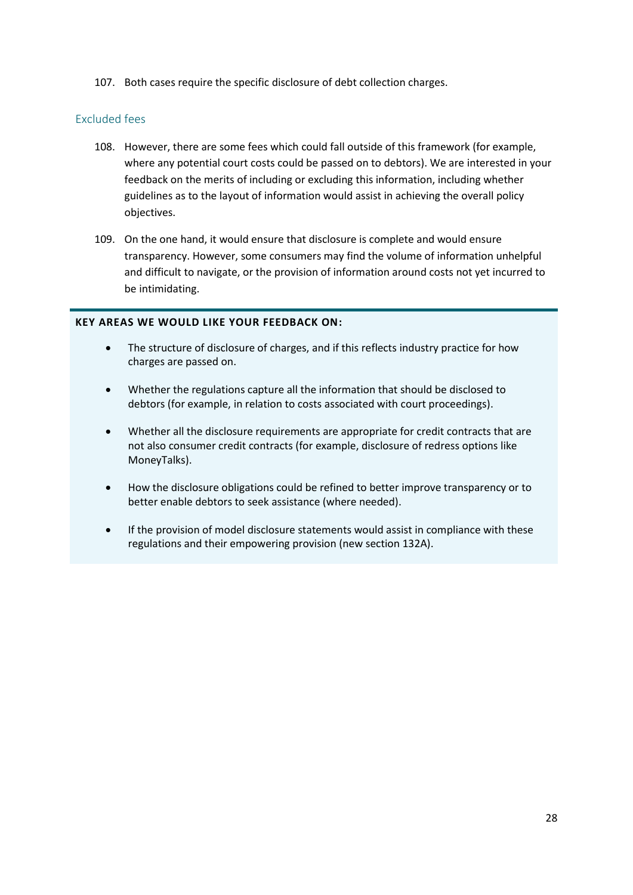107. Both cases require the specific disclosure of debt collection charges.

### Excluded fees

108. However, there are some fees which could fall outside of this framework (for example, where any potential court costs could be passed on to debtors). We are interested in your feedback on the merits of including or excluding this information, including whether guidelines as to the layout of information would assist in achieving the overall policy objectives.

109. On the one hand, it would ensure that disclosure is complete and would ensure transparency. However, some consumers may find the volume of information unhelpful and difficult to navigate, or the provision of information around costs not yet incurred to be intimidating.

**KEY AREAS WE WOULD LIKE YOUR FEEDBACK ON:**

- The structure of disclosure of charges, and if this reflects industry practice for how charges are passed on.
- Whether the regulations capture all the information that should be disclosed to debtors (for example, in relation to costs associated with court proceedings).
- Whether all the disclosure requirements are appropriate for credit contracts that are not also consumer credit contracts (for example, disclosure of redress options like MoneyTalks).
- How the disclosure obligations could be refined to better improve transparency or to better enable debtors to seek assistance (where needed).
- If the provision of model disclosure statements would assist in compliance with these regulations and their empowering provision (new section 132A).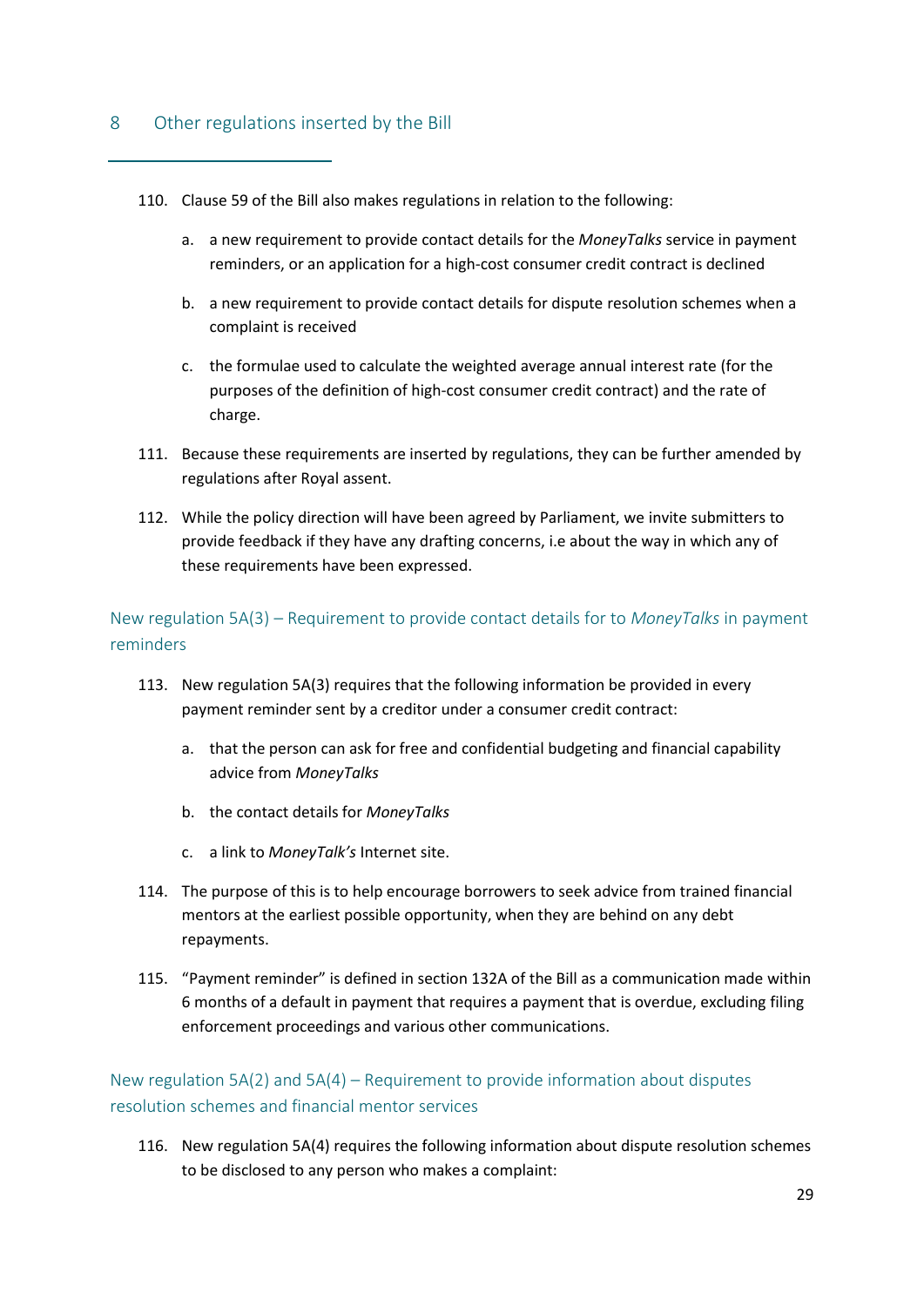## 8 Other regulations inserted by the Bill

110. Clause 59 of the Bill also makes regulations in relation to the following:

    a. a new requirement to provide contact details for the *MoneyTalks* service in payment reminders, or an application for a high-cost consumer credit contract is declined

    b. a new requirement to provide contact details for dispute resolution schemes when a complaint is received

    c. the formulae used to calculate the weighted average annual interest rate (for the purposes of the definition of high-cost consumer credit contract) and the rate of charge.

111. Because these requirements are inserted by regulations, they can be further amended by regulations after Royal assent.

112. While the policy direction will have been agreed by Parliament, we invite submitters to provide feedback if they have any drafting concerns, i.e about the way in which any of these requirements have been expressed.

### New regulation 5A(3) – Requirement to provide contact details for to *MoneyTalks* in payment reminders

113. New regulation 5A(3) requires that the following information be provided in every payment reminder sent by a creditor under a consumer credit contract:

    a. that the person can ask for free and confidential budgeting and financial capability advice from *MoneyTalks*

    b. the contact details for *MoneyTalks*

    c. a link to *MoneyTalk's* Internet site.

114. The purpose of this is to help encourage borrowers to seek advice from trained financial mentors at the earliest possible opportunity, when they are behind on any debt repayments.

115. "Payment reminder" is defined in section 132A of the Bill as a communication made within 6 months of a default in payment that requires a payment that is overdue, excluding filing enforcement proceedings and various other communications.

### New regulation 5A(2) and 5A(4) – Requirement to provide information about disputes resolution schemes and financial mentor services

116. New regulation 5A(4) requires the following information about dispute resolution schemes to be disclosed to any person who makes a complaint: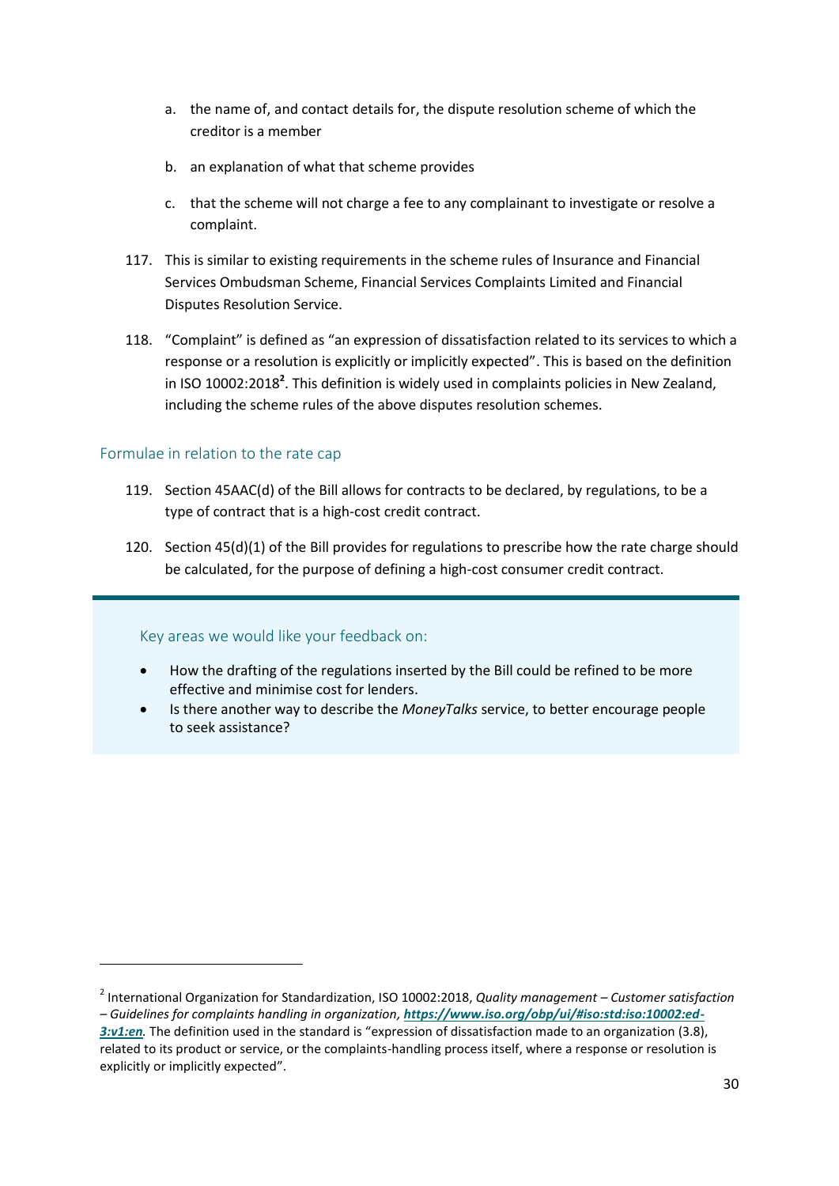a. the name of, and contact details for, the dispute resolution scheme of which the creditor is a member

b. an explanation of what that scheme provides

c. that the scheme will not charge a fee to any complainant to investigate or resolve a complaint.

117. This is similar to existing requirements in the scheme rules of Insurance and Financial Services Ombudsman Scheme, Financial Services Complaints Limited and Financial Disputes Resolution Service.

118. "Complaint" is defined as "an expression of dissatisfaction related to its services to which a response or a resolution is explicitly or implicitly expected". This is based on the definition in ISO 10002:2018[2]. This definition is widely used in complaints policies in New Zealand, including the scheme rules of the above disputes resolution schemes.

## Formulae in relation to the rate cap

119. Section 45AAC(d) of the Bill allows for contracts to be declared, by regulations, to be a type of contract that is a high-cost credit contract.

120. Section 45(d)(1) of the Bill provides for regulations to prescribe how the rate charge should be calculated, for the purpose of defining a high-cost consumer credit contract.

### Key areas we would like your feedback on:

- How the drafting of the regulations inserted by the Bill could be refined to be more effective and minimise cost for lenders.
- Is there another way to describe the *MoneyTalks* service, to better encourage people to seek assistance?

---

[2] International Organization for Standardization, ISO 10002:2018, *Quality management – Customer satisfaction – Guidelines for complaints handling in organization*, **https://www.iso.org/obp/ui/#iso:std:iso:10002:ed-3:v1:en**. The definition used in the standard is "expression of dissatisfaction made to an organization (3.8), related to its product or service, or the complaints-handling process itself, where a response or resolution is explicitly or implicitly expected".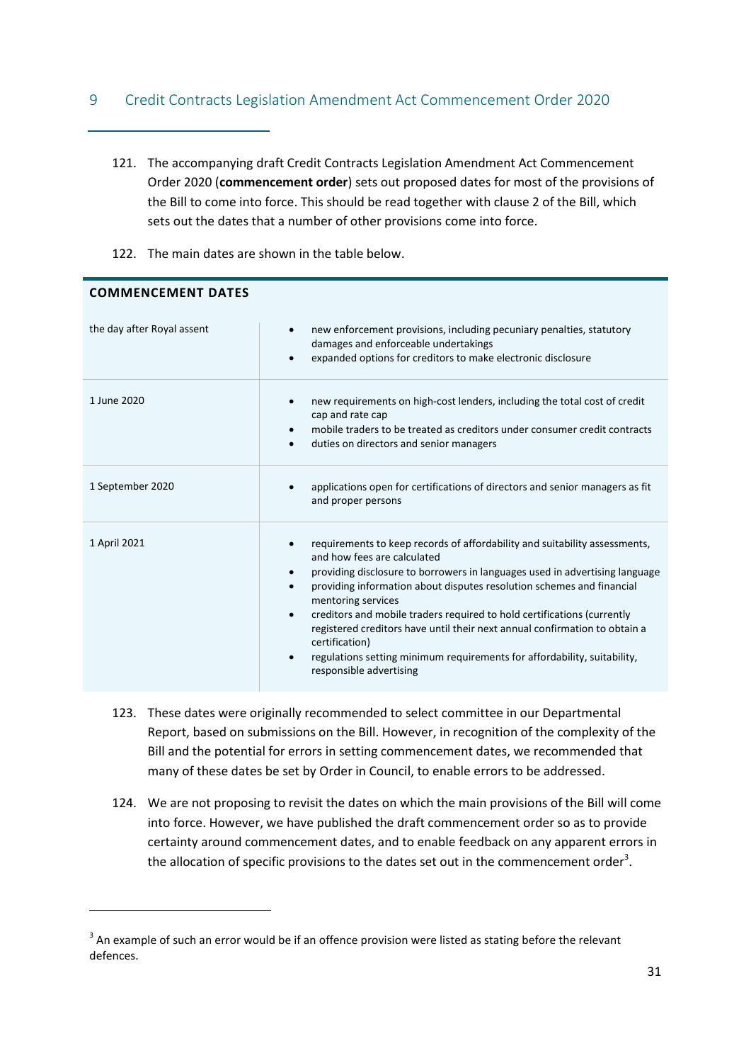## 9 Credit Contracts Legislation Amendment Act Commencement Order 2020

121. The accompanying draft Credit Contracts Legislation Amendment Act Commencement Order 2020 (**commencement order**) sets out proposed dates for most of the provisions of the Bill to come into force. This should be read together with clause 2 of the Bill, which sets out the dates that a number of other provisions come into force.

122. The main dates are shown in the table below.

| COMMENCEMENT DATES | |
|---|---|
| the day after Royal assent | • new enforcement provisions, including pecuniary penalties, statutory damages and enforceable undertakings<br>• expanded options for creditors to make electronic disclosure |
| 1 June 2020 | • new requirements on high-cost lenders, including the total cost of credit cap and rate cap<br>• mobile traders to be treated as creditors under consumer credit contracts<br>• duties on directors and senior managers |
| 1 September 2020 | • applications open for certifications of directors and senior managers as fit and proper persons |
| 1 April 2021 | • requirements to keep records of affordability and suitability assessments, and how fees are calculated<br>• providing disclosure to borrowers in languages used in advertising language<br>• providing information about disputes resolution schemes and financial mentoring services<br>• creditors and mobile traders required to hold certifications (currently registered creditors have until their next annual confirmation to obtain a certification)<br>• regulations setting minimum requirements for affordability, suitability, responsible advertising |

123. These dates were originally recommended to select committee in our Departmental Report, based on submissions on the Bill. However, in recognition of the complexity of the Bill and the potential for errors in setting commencement dates, we recommended that many of these dates be set by Order in Council, to enable errors to be addressed.

124. We are not proposing to revisit the dates on which the main provisions of the Bill will come into force. However, we have published the draft commencement order so as to provide certainty around commencement dates, and to enable feedback on any apparent errors in the allocation of specific provisions to the dates set out in the commencement order[3].

---

[3] An example of such an error would be if an offence provision were listed as stating before the relevant defences.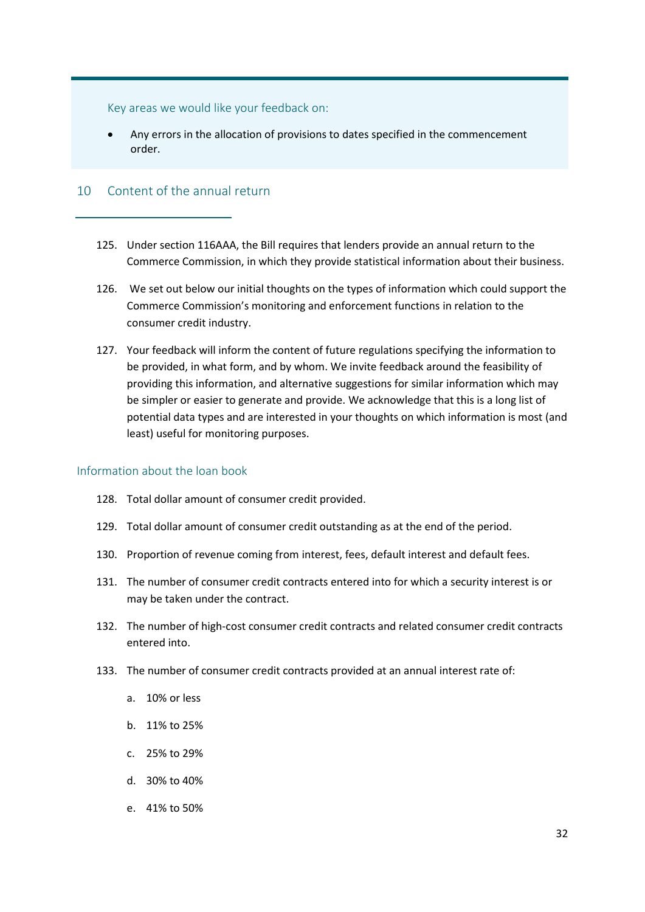Key areas we would like your feedback on:

- Any errors in the allocation of provisions to dates specified in the commencement order.

## 10 Content of the annual return

125. Under section 116AAA, the Bill requires that lenders provide an annual return to the Commerce Commission, in which they provide statistical information about their business.

126. We set out below our initial thoughts on the types of information which could support the Commerce Commission's monitoring and enforcement functions in relation to the consumer credit industry.

127. Your feedback will inform the content of future regulations specifying the information to be provided, in what form, and by whom. We invite feedback around the feasibility of providing this information, and alternative suggestions for similar information which may be simpler or easier to generate and provide. We acknowledge that this is a long list of potential data types and are interested in your thoughts on which information is most (and least) useful for monitoring purposes.

### Information about the loan book

128. Total dollar amount of consumer credit provided.

129. Total dollar amount of consumer credit outstanding as at the end of the period.

130. Proportion of revenue coming from interest, fees, default interest and default fees.

131. The number of consumer credit contracts entered into for which a security interest is or may be taken under the contract.

132. The number of high-cost consumer credit contracts and related consumer credit contracts entered into.

133. The number of consumer credit contracts provided at an annual interest rate of:

    a. 10% or less

    b. 11% to 25%

    c. 25% to 29%

    d. 30% to 40%

    e. 41% to 50%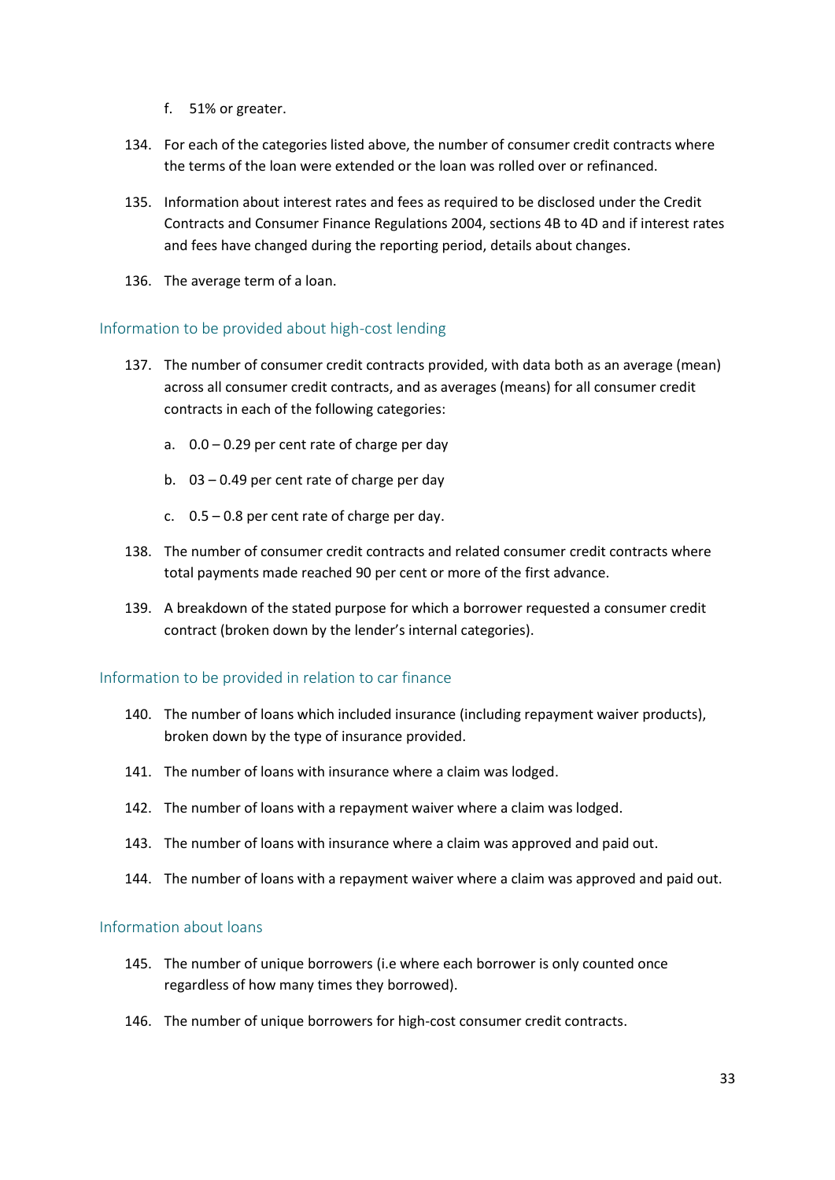f. 51% or greater.

134. For each of the categories listed above, the number of consumer credit contracts where the terms of the loan were extended or the loan was rolled over or refinanced.

135. Information about interest rates and fees as required to be disclosed under the Credit Contracts and Consumer Finance Regulations 2004, sections 4B to 4D and if interest rates and fees have changed during the reporting period, details about changes.

136. The average term of a loan.

### Information to be provided about high-cost lending

137. The number of consumer credit contracts provided, with data both as an average (mean) across all consumer credit contracts, and as averages (means) for all consumer credit contracts in each of the following categories:

    a. 0.0 – 0.29 per cent rate of charge per day

    b. 03 – 0.49 per cent rate of charge per day

    c. 0.5 – 0.8 per cent rate of charge per day.

138. The number of consumer credit contracts and related consumer credit contracts where total payments made reached 90 per cent or more of the first advance.

139. A breakdown of the stated purpose for which a borrower requested a consumer credit contract (broken down by the lender's internal categories).

### Information to be provided in relation to car finance

140. The number of loans which included insurance (including repayment waiver products), broken down by the type of insurance provided.

141. The number of loans with insurance where a claim was lodged.

142. The number of loans with a repayment waiver where a claim was lodged.

143. The number of loans with insurance where a claim was approved and paid out.

144. The number of loans with a repayment waiver where a claim was approved and paid out.

### Information about loans

145. The number of unique borrowers (i.e where each borrower is only counted once regardless of how many times they borrowed).

146. The number of unique borrowers for high-cost consumer credit contracts.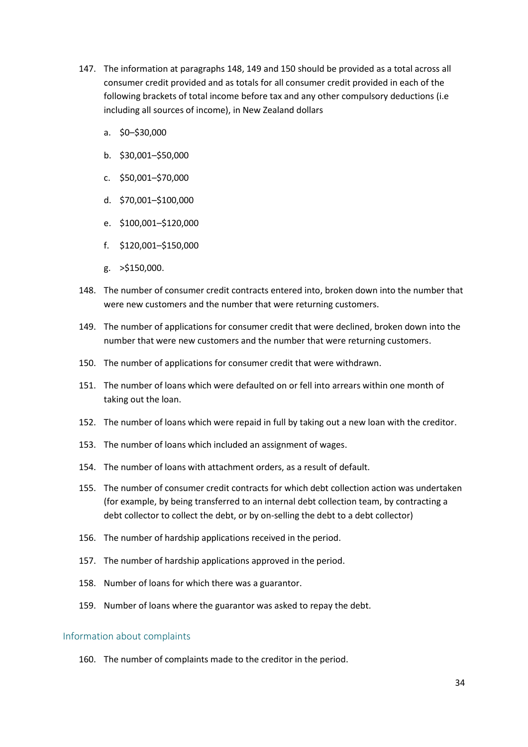147. The information at paragraphs 148, 149 and 150 should be provided as a total across all consumer credit provided and as totals for all consumer credit provided in each of the following brackets of total income before tax and any other compulsory deductions (i.e including all sources of income), in New Zealand dollars

    a. $0–$30,000

    b. $30,001–$50,000

    c. $50,001–$70,000

    d. $70,001–$100,000

    e. $100,001–$120,000

    f. $120,001–$150,000

    g. >$150,000.

148. The number of consumer credit contracts entered into, broken down into the number that were new customers and the number that were returning customers.

149. The number of applications for consumer credit that were declined, broken down into the number that were new customers and the number that were returning customers.

150. The number of applications for consumer credit that were withdrawn.

151. The number of loans which were defaulted on or fell into arrears within one month of taking out the loan.

152. The number of loans which were repaid in full by taking out a new loan with the creditor.

153. The number of loans which included an assignment of wages.

154. The number of loans with attachment orders, as a result of default.

155. The number of consumer credit contracts for which debt collection action was undertaken (for example, by being transferred to an internal debt collection team, by contracting a debt collector to collect the debt, or by on-selling the debt to a debt collector)

156. The number of hardship applications received in the period.

157. The number of hardship applications approved in the period.

158. Number of loans for which there was a guarantor.

159. Number of loans where the guarantor was asked to repay the debt.

## Information about complaints

160. The number of complaints made to the creditor in the period.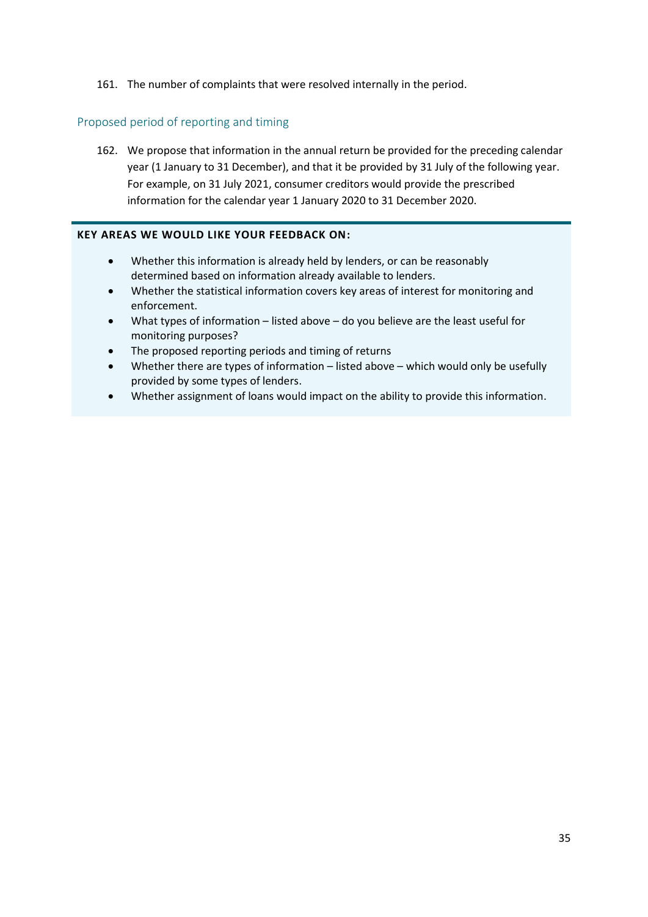161. The number of complaints that were resolved internally in the period.

## Proposed period of reporting and timing

162. We propose that information in the annual return be provided for the preceding calendar year (1 January to 31 December), and that it be provided by 31 July of the following year. For example, on 31 July 2021, consumer creditors would provide the prescribed information for the calendar year 1 January 2020 to 31 December 2020.

**KEY AREAS WE WOULD LIKE YOUR FEEDBACK ON:**

- Whether this information is already held by lenders, or can be reasonably determined based on information already available to lenders.
- Whether the statistical information covers key areas of interest for monitoring and enforcement.
- What types of information – listed above – do you believe are the least useful for monitoring purposes?
- The proposed reporting periods and timing of returns
- Whether there are types of information – listed above – which would only be usefully provided by some types of lenders.
- Whether assignment of loans would impact on the ability to provide this information.